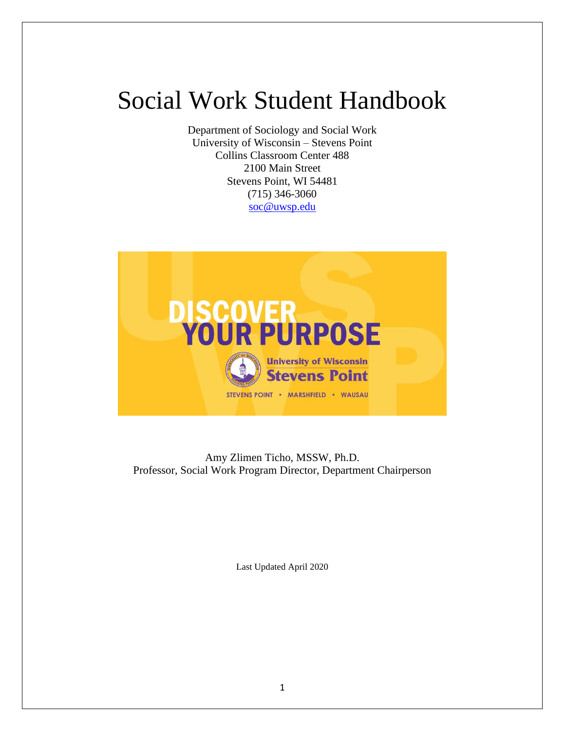# Social Work Student Handbook

Department of Sociology and Social Work
University of Wisconsin – Stevens Point
Collins Classroom Center 488
2100 Main Street
Stevens Point, WI 54481
(715) 346-3060
soc@uwsp.edu

Amy Zlimen Ticho, MSSW, Ph.D.
Professor, Social Work Program Director, Department Chairperson

Last Updated April 2020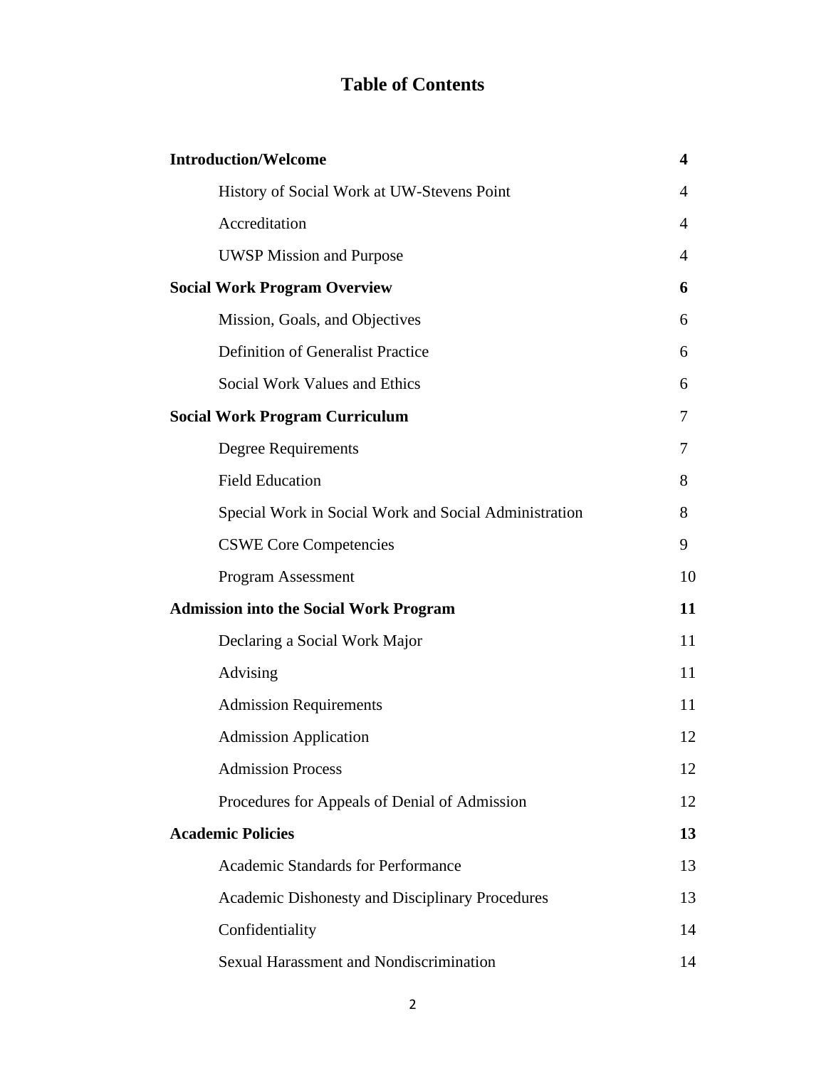# Table of Contents

| | |
|---|---|
| **Introduction/Welcome** | **4** |
| History of Social Work at UW-Stevens Point | 4 |
| Accreditation | 4 |
| UWSP Mission and Purpose | 4 |
| **Social Work Program Overview** | **6** |
| Mission, Goals, and Objectives | 6 |
| Definition of Generalist Practice | 6 |
| Social Work Values and Ethics | 6 |
| **Social Work Program Curriculum** | 7 |
| Degree Requirements | 7 |
| Field Education | 8 |
| Special Work in Social Work and Social Administration | 8 |
| CSWE Core Competencies | 9 |
| Program Assessment | 10 |
| **Admission into the Social Work Program** | **11** |
| Declaring a Social Work Major | 11 |
| Advising | 11 |
| Admission Requirements | 11 |
| Admission Application | 12 |
| Admission Process | 12 |
| Procedures for Appeals of Denial of Admission | 12 |
| **Academic Policies** | **13** |
| Academic Standards for Performance | 13 |
| Academic Dishonesty and Disciplinary Procedures | 13 |
| Confidentiality | 14 |
| Sexual Harassment and Nondiscrimination | 14 |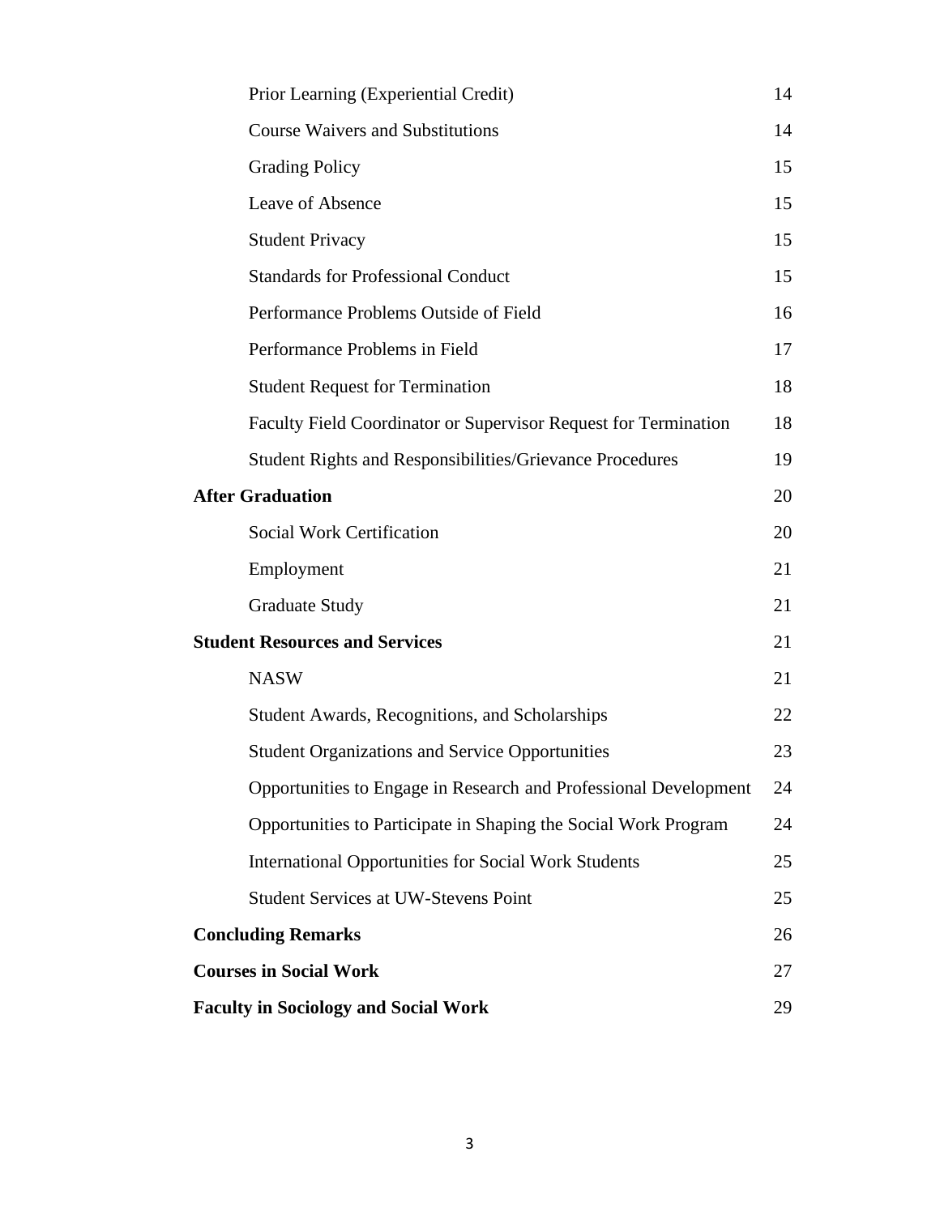| | |
|---|---|
| Prior Learning (Experiential Credit) | 14 |
| Course Waivers and Substitutions | 14 |
| Grading Policy | 15 |
| Leave of Absence | 15 |
| Student Privacy | 15 |
| Standards for Professional Conduct | 15 |
| Performance Problems Outside of Field | 16 |
| Performance Problems in Field | 17 |
| Student Request for Termination | 18 |
| Faculty Field Coordinator or Supervisor Request for Termination | 18 |
| Student Rights and Responsibilities/Grievance Procedures | 19 |
| **After Graduation** | 20 |
| Social Work Certification | 20 |
| Employment | 21 |
| Graduate Study | 21 |
| **Student Resources and Services** | 21 |
| NASW | 21 |
| Student Awards, Recognitions, and Scholarships | 22 |
| Student Organizations and Service Opportunities | 23 |
| Opportunities to Engage in Research and Professional Development | 24 |
| Opportunities to Participate in Shaping the Social Work Program | 24 |
| International Opportunities for Social Work Students | 25 |
| Student Services at UW-Stevens Point | 25 |
| **Concluding Remarks** | 26 |
| **Courses in Social Work** | 27 |
| **Faculty in Sociology and Social Work** | 29 |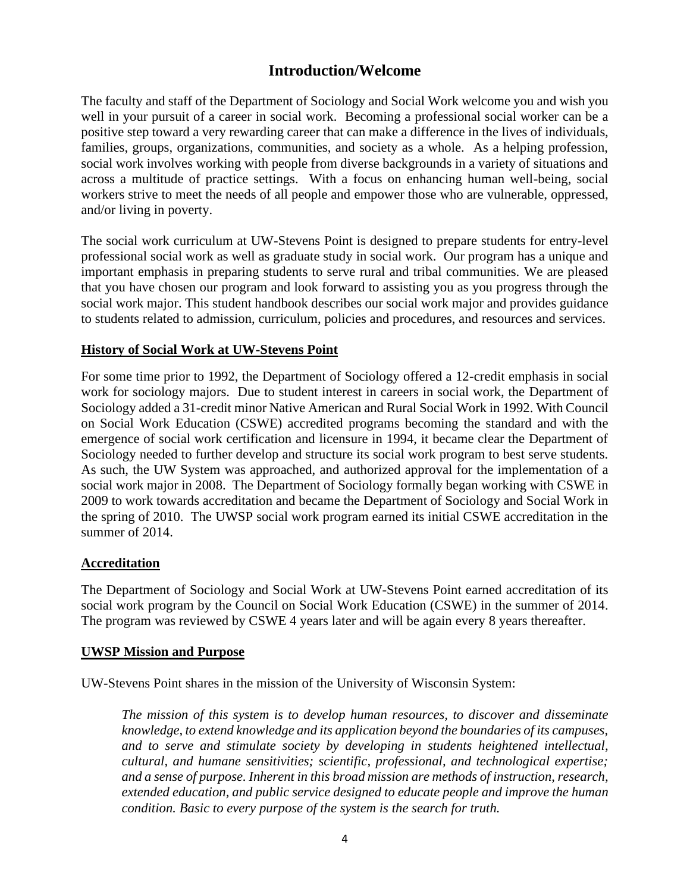# Introduction/Welcome

The faculty and staff of the Department of Sociology and Social Work welcome you and wish you well in your pursuit of a career in social work. Becoming a professional social worker can be a positive step toward a very rewarding career that can make a difference in the lives of individuals, families, groups, organizations, communities, and society as a whole. As a helping profession, social work involves working with people from diverse backgrounds in a variety of situations and across a multitude of practice settings. With a focus on enhancing human well-being, social workers strive to meet the needs of all people and empower those who are vulnerable, oppressed, and/or living in poverty.

The social work curriculum at UW-Stevens Point is designed to prepare students for entry-level professional social work as well as graduate study in social work. Our program has a unique and important emphasis in preparing students to serve rural and tribal communities. We are pleased that you have chosen our program and look forward to assisting you as you progress through the social work major. This student handbook describes our social work major and provides guidance to students related to admission, curriculum, policies and procedures, and resources and services.

## History of Social Work at UW-Stevens Point

For some time prior to 1992, the Department of Sociology offered a 12-credit emphasis in social work for sociology majors. Due to student interest in careers in social work, the Department of Sociology added a 31-credit minor Native American and Rural Social Work in 1992. With Council on Social Work Education (CSWE) accredited programs becoming the standard and with the emergence of social work certification and licensure in 1994, it became clear the Department of Sociology needed to further develop and structure its social work program to best serve students. As such, the UW System was approached, and authorized approval for the implementation of a social work major in 2008. The Department of Sociology formally began working with CSWE in 2009 to work towards accreditation and became the Department of Sociology and Social Work in the spring of 2010. The UWSP social work program earned its initial CSWE accreditation in the summer of 2014.

## Accreditation

The Department of Sociology and Social Work at UW-Stevens Point earned accreditation of its social work program by the Council on Social Work Education (CSWE) in the summer of 2014. The program was reviewed by CSWE 4 years later and will be again every 8 years thereafter.

## UWSP Mission and Purpose

UW-Stevens Point shares in the mission of the University of Wisconsin System:

> *The mission of this system is to develop human resources, to discover and disseminate knowledge, to extend knowledge and its application beyond the boundaries of its campuses, and to serve and stimulate society by developing in students heightened intellectual, cultural, and humane sensitivities; scientific, professional, and technological expertise; and a sense of purpose. Inherent in this broad mission are methods of instruction, research, extended education, and public service designed to educate people and improve the human condition. Basic to every purpose of the system is the search for truth.*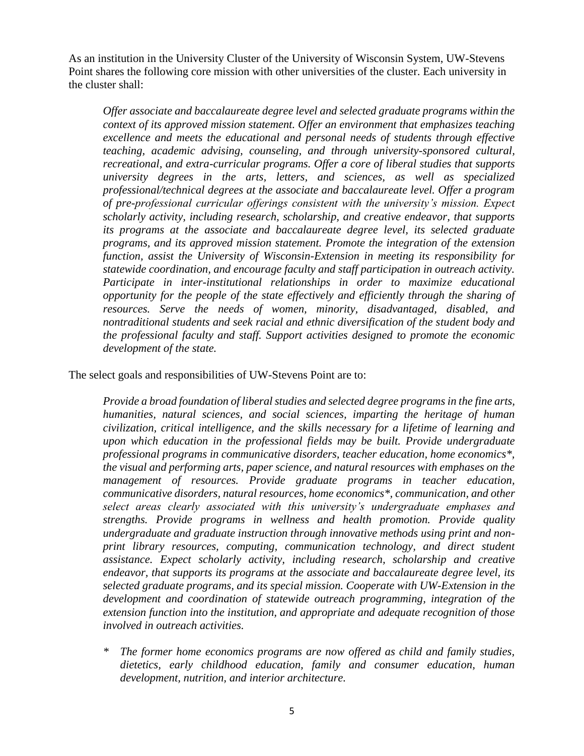As an institution in the University Cluster of the University of Wisconsin System, UW-Stevens Point shares the following core mission with other universities of the cluster. Each university in the cluster shall:

> *Offer associate and baccalaureate degree level and selected graduate programs within the context of its approved mission statement. Offer an environment that emphasizes teaching excellence and meets the educational and personal needs of students through effective teaching, academic advising, counseling, and through university-sponsored cultural, recreational, and extra-curricular programs. Offer a core of liberal studies that supports university degrees in the arts, letters, and sciences, as well as specialized professional/technical degrees at the associate and baccalaureate level. Offer a program of pre-professional curricular offerings consistent with the university's mission. Expect scholarly activity, including research, scholarship, and creative endeavor, that supports its programs at the associate and baccalaureate degree level, its selected graduate programs, and its approved mission statement. Promote the integration of the extension function, assist the University of Wisconsin-Extension in meeting its responsibility for statewide coordination, and encourage faculty and staff participation in outreach activity. Participate in inter-institutional relationships in order to maximize educational opportunity for the people of the state effectively and efficiently through the sharing of resources. Serve the needs of women, minority, disadvantaged, disabled, and nontraditional students and seek racial and ethnic diversification of the student body and the professional faculty and staff. Support activities designed to promote the economic development of the state.*

The select goals and responsibilities of UW-Stevens Point are to:

> *Provide a broad foundation of liberal studies and selected degree programs in the fine arts, humanities, natural sciences, and social sciences, imparting the heritage of human civilization, critical intelligence, and the skills necessary for a lifetime of learning and upon which education in the professional fields may be built. Provide undergraduate professional programs in communicative disorders, teacher education, home economics\*, the visual and performing arts, paper science, and natural resources with emphases on the management of resources. Provide graduate programs in teacher education, communicative disorders, natural resources, home economics\*, communication, and other select areas clearly associated with this university's undergraduate emphases and strengths. Provide programs in wellness and health promotion. Provide quality undergraduate and graduate instruction through innovative methods using print and non-print library resources, computing, communication technology, and direct student assistance. Expect scholarly activity, including research, scholarship and creative endeavor, that supports its programs at the associate and baccalaureate degree level, its selected graduate programs, and its special mission. Cooperate with UW-Extension in the development and coordination of statewide outreach programming, integration of the extension function into the institution, and appropriate and adequate recognition of those involved in outreach activities.*
>
> \* *The former home economics programs are now offered as child and family studies, dietetics, early childhood education, family and consumer education, human development, nutrition, and interior architecture.*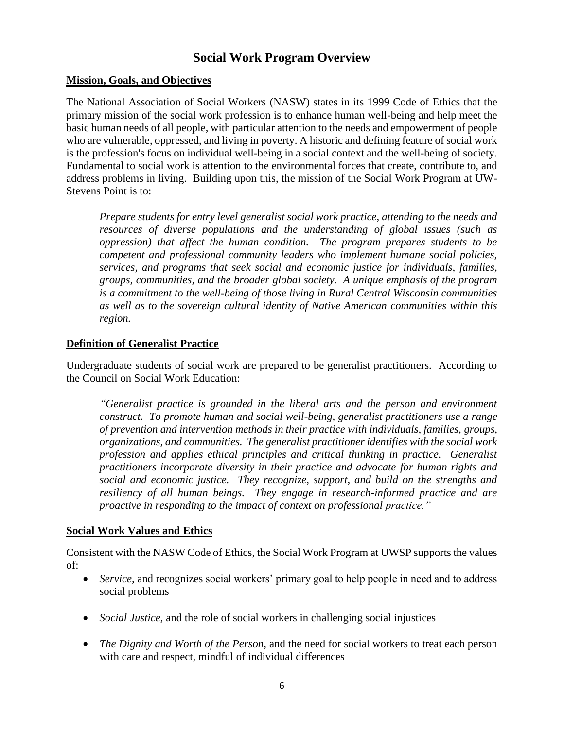# Social Work Program Overview

## Mission, Goals, and Objectives

The National Association of Social Workers (NASW) states in its 1999 Code of Ethics that the primary mission of the social work profession is to enhance human well-being and help meet the basic human needs of all people, with particular attention to the needs and empowerment of people who are vulnerable, oppressed, and living in poverty. A historic and defining feature of social work is the profession's focus on individual well-being in a social context and the well-being of society. Fundamental to social work is attention to the environmental forces that create, contribute to, and address problems in living. Building upon this, the mission of the Social Work Program at UW-Stevens Point is to:

> *Prepare students for entry level generalist social work practice, attending to the needs and resources of diverse populations and the understanding of global issues (such as oppression) that affect the human condition. The program prepares students to be competent and professional community leaders who implement humane social policies, services, and programs that seek social and economic justice for individuals, families, groups, communities, and the broader global society. A unique emphasis of the program is a commitment to the well-being of those living in Rural Central Wisconsin communities as well as to the sovereign cultural identity of Native American communities within this region.*

## Definition of Generalist Practice

Undergraduate students of social work are prepared to be generalist practitioners. According to the Council on Social Work Education:

> *"Generalist practice is grounded in the liberal arts and the person and environment construct. To promote human and social well-being, generalist practitioners use a range of prevention and intervention methods in their practice with individuals, families, groups, organizations, and communities. The generalist practitioner identifies with the social work profession and applies ethical principles and critical thinking in practice. Generalist practitioners incorporate diversity in their practice and advocate for human rights and social and economic justice. They recognize, support, and build on the strengths and resiliency of all human beings. They engage in research-informed practice and are proactive in responding to the impact of context on professional practice."*

## Social Work Values and Ethics

Consistent with the NASW Code of Ethics, the Social Work Program at UWSP supports the values of:

- *Service*, and recognizes social workers' primary goal to help people in need and to address social problems
- *Social Justice,* and the role of social workers in challenging social injustices
- *The Dignity and Worth of the Person*, and the need for social workers to treat each person with care and respect, mindful of individual differences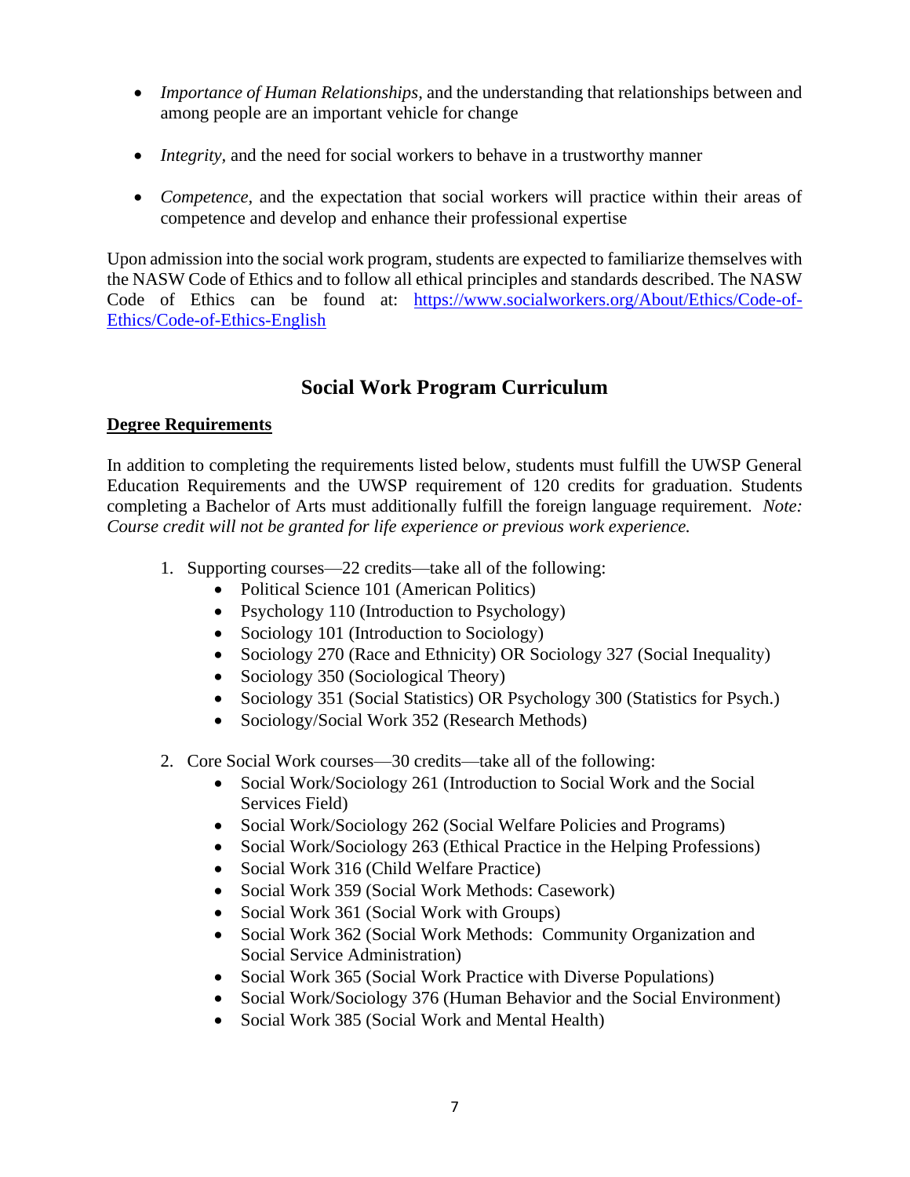- *Importance of Human Relationships*, and the understanding that relationships between and among people are an important vehicle for change

- *Integrity*, and the need for social workers to behave in a trustworthy manner

- *Competence*, and the expectation that social workers will practice within their areas of competence and develop and enhance their professional expertise

Upon admission into the social work program, students are expected to familiarize themselves with the NASW Code of Ethics and to follow all ethical principles and standards described. The NASW Code of Ethics can be found at: [https://www.socialworkers.org/About/Ethics/Code-of-Ethics/Code-of-Ethics-English](https://www.socialworkers.org/About/Ethics/Code-of-Ethics/Code-of-Ethics-English)

## Social Work Program Curriculum

**Degree Requirements**

In addition to completing the requirements listed below, students must fulfill the UWSP General Education Requirements and the UWSP requirement of 120 credits for graduation. Students completing a Bachelor of Arts must additionally fulfill the foreign language requirement. *Note: Course credit will not be granted for life experience or previous work experience.*

1. Supporting courses—22 credits—take all of the following:
   - Political Science 101 (American Politics)
   - Psychology 110 (Introduction to Psychology)
   - Sociology 101 (Introduction to Sociology)
   - Sociology 270 (Race and Ethnicity) OR Sociology 327 (Social Inequality)
   - Sociology 350 (Sociological Theory)
   - Sociology 351 (Social Statistics) OR Psychology 300 (Statistics for Psych.)
   - Sociology/Social Work 352 (Research Methods)

2. Core Social Work courses—30 credits—take all of the following:
   - Social Work/Sociology 261 (Introduction to Social Work and the Social Services Field)
   - Social Work/Sociology 262 (Social Welfare Policies and Programs)
   - Social Work/Sociology 263 (Ethical Practice in the Helping Professions)
   - Social Work 316 (Child Welfare Practice)
   - Social Work 359 (Social Work Methods: Casework)
   - Social Work 361 (Social Work with Groups)
   - Social Work 362 (Social Work Methods: Community Organization and Social Service Administration)
   - Social Work 365 (Social Work Practice with Diverse Populations)
   - Social Work/Sociology 376 (Human Behavior and the Social Environment)
   - Social Work 385 (Social Work and Mental Health)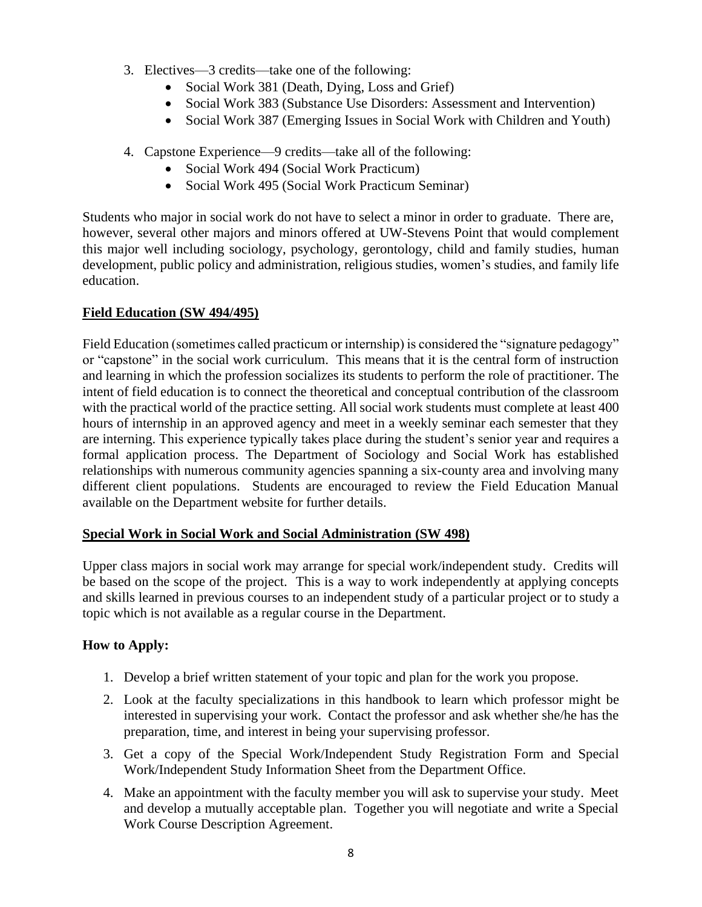3. Electives—3 credits—take one of the following:
    - Social Work 381 (Death, Dying, Loss and Grief)
    - Social Work 383 (Substance Use Disorders: Assessment and Intervention)
    - Social Work 387 (Emerging Issues in Social Work with Children and Youth)

4. Capstone Experience—9 credits—take all of the following:
    - Social Work 494 (Social Work Practicum)
    - Social Work 495 (Social Work Practicum Seminar)

Students who major in social work do not have to select a minor in order to graduate. There are, however, several other majors and minors offered at UW-Stevens Point that would complement this major well including sociology, psychology, gerontology, child and family studies, human development, public policy and administration, religious studies, women's studies, and family life education.

## Field Education (SW 494/495)

Field Education (sometimes called practicum or internship) is considered the "signature pedagogy" or "capstone" in the social work curriculum. This means that it is the central form of instruction and learning in which the profession socializes its students to perform the role of practitioner. The intent of field education is to connect the theoretical and conceptual contribution of the classroom with the practical world of the practice setting. All social work students must complete at least 400 hours of internship in an approved agency and meet in a weekly seminar each semester that they are interning. This experience typically takes place during the student's senior year and requires a formal application process. The Department of Sociology and Social Work has established relationships with numerous community agencies spanning a six-county area and involving many different client populations. Students are encouraged to review the Field Education Manual available on the Department website for further details.

## Special Work in Social Work and Social Administration (SW 498)

Upper class majors in social work may arrange for special work/independent study. Credits will be based on the scope of the project. This is a way to work independently at applying concepts and skills learned in previous courses to an independent study of a particular project or to study a topic which is not available as a regular course in the Department.

### How to Apply:

1. Develop a brief written statement of your topic and plan for the work you propose.
2. Look at the faculty specializations in this handbook to learn which professor might be interested in supervising your work. Contact the professor and ask whether she/he has the preparation, time, and interest in being your supervising professor.
3. Get a copy of the Special Work/Independent Study Registration Form and Special Work/Independent Study Information Sheet from the Department Office.
4. Make an appointment with the faculty member you will ask to supervise your study. Meet and develop a mutually acceptable plan. Together you will negotiate and write a Special Work Course Description Agreement.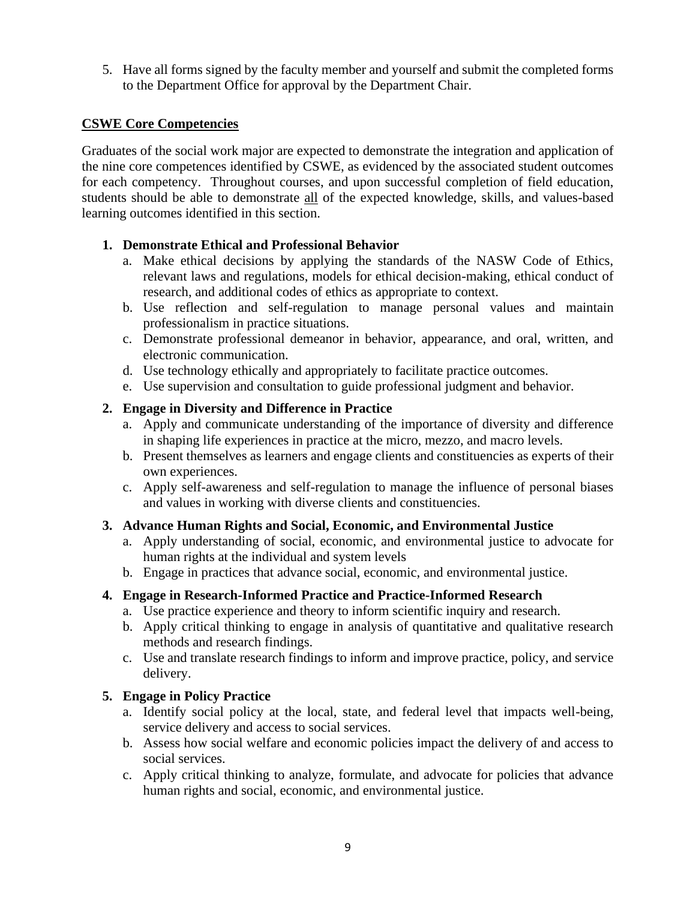5. Have all forms signed by the faculty member and yourself and submit the completed forms to the Department Office for approval by the Department Chair.

## CSWE Core Competencies

Graduates of the social work major are expected to demonstrate the integration and application of the nine core competences identified by CSWE, as evidenced by the associated student outcomes for each competency. Throughout courses, and upon successful completion of field education, students should be able to demonstrate <u>all</u> of the expected knowledge, skills, and values-based learning outcomes identified in this section.

1. **Demonstrate Ethical and Professional Behavior**
   a. Make ethical decisions by applying the standards of the NASW Code of Ethics, relevant laws and regulations, models for ethical decision-making, ethical conduct of research, and additional codes of ethics as appropriate to context.
   b. Use reflection and self-regulation to manage personal values and maintain professionalism in practice situations.
   c. Demonstrate professional demeanor in behavior, appearance, and oral, written, and electronic communication.
   d. Use technology ethically and appropriately to facilitate practice outcomes.
   e. Use supervision and consultation to guide professional judgment and behavior.

2. **Engage in Diversity and Difference in Practice**
   a. Apply and communicate understanding of the importance of diversity and difference in shaping life experiences in practice at the micro, mezzo, and macro levels.
   b. Present themselves as learners and engage clients and constituencies as experts of their own experiences.
   c. Apply self-awareness and self-regulation to manage the influence of personal biases and values in working with diverse clients and constituencies.

3. **Advance Human Rights and Social, Economic, and Environmental Justice**
   a. Apply understanding of social, economic, and environmental justice to advocate for human rights at the individual and system levels
   b. Engage in practices that advance social, economic, and environmental justice.

4. **Engage in Research-Informed Practice and Practice-Informed Research**
   a. Use practice experience and theory to inform scientific inquiry and research.
   b. Apply critical thinking to engage in analysis of quantitative and qualitative research methods and research findings.
   c. Use and translate research findings to inform and improve practice, policy, and service delivery.

5. **Engage in Policy Practice**
   a. Identify social policy at the local, state, and federal level that impacts well-being, service delivery and access to social services.
   b. Assess how social welfare and economic policies impact the delivery of and access to social services.
   c. Apply critical thinking to analyze, formulate, and advocate for policies that advance human rights and social, economic, and environmental justice.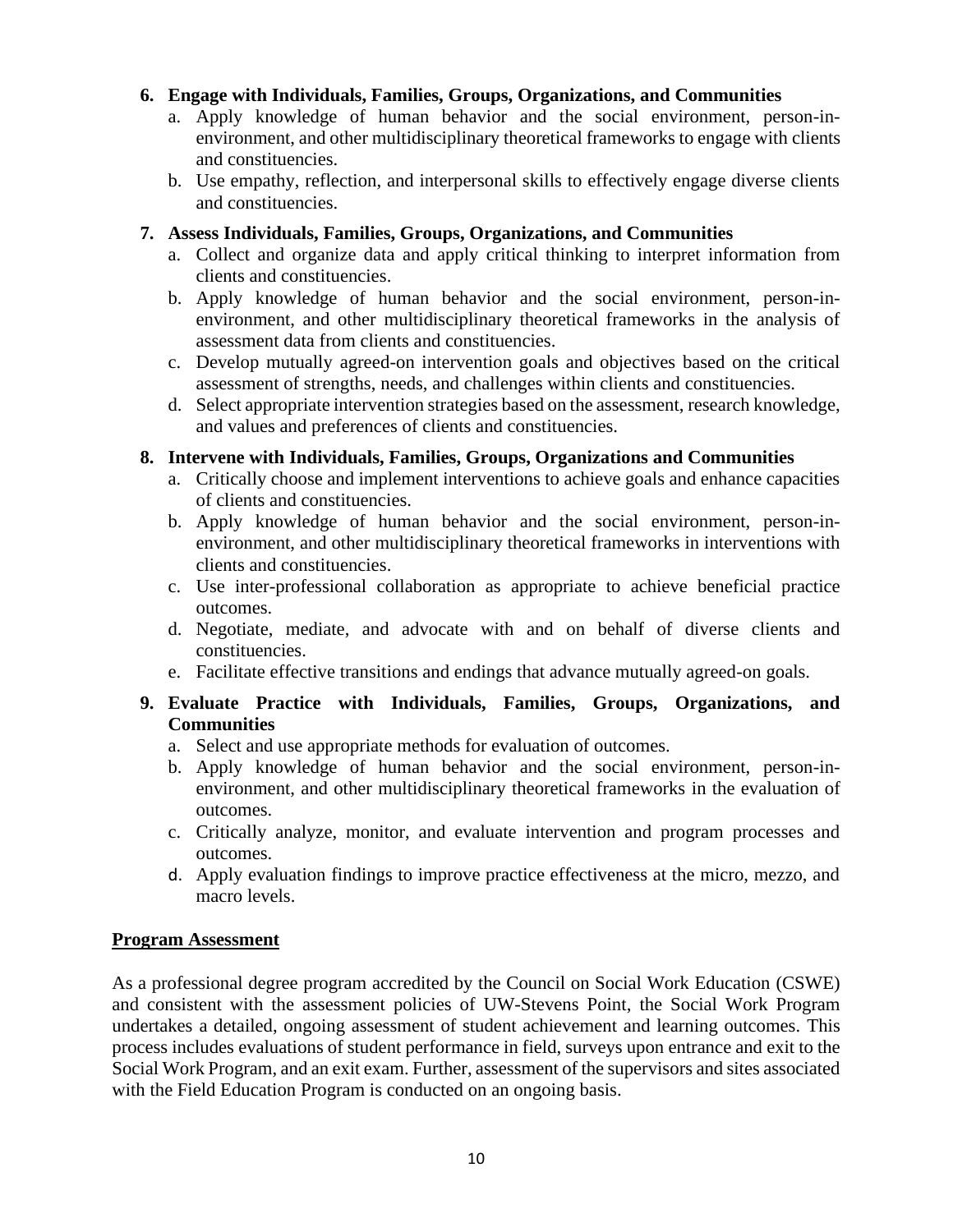6. **Engage with Individuals, Families, Groups, Organizations, and Communities**
   a. Apply knowledge of human behavior and the social environment, person-in-environment, and other multidisciplinary theoretical frameworks to engage with clients and constituencies.
   b. Use empathy, reflection, and interpersonal skills to effectively engage diverse clients and constituencies.

7. **Assess Individuals, Families, Groups, Organizations, and Communities**
   a. Collect and organize data and apply critical thinking to interpret information from clients and constituencies.
   b. Apply knowledge of human behavior and the social environment, person-in-environment, and other multidisciplinary theoretical frameworks in the analysis of assessment data from clients and constituencies.
   c. Develop mutually agreed-on intervention goals and objectives based on the critical assessment of strengths, needs, and challenges within clients and constituencies.
   d. Select appropriate intervention strategies based on the assessment, research knowledge, and values and preferences of clients and constituencies.

8. **Intervene with Individuals, Families, Groups, Organizations and Communities**
   a. Critically choose and implement interventions to achieve goals and enhance capacities of clients and constituencies.
   b. Apply knowledge of human behavior and the social environment, person-in-environment, and other multidisciplinary theoretical frameworks in interventions with clients and constituencies.
   c. Use inter-professional collaboration as appropriate to achieve beneficial practice outcomes.
   d. Negotiate, mediate, and advocate with and on behalf of diverse clients and constituencies.
   e. Facilitate effective transitions and endings that advance mutually agreed-on goals.

9. **Evaluate Practice with Individuals, Families, Groups, Organizations, and Communities**
   a. Select and use appropriate methods for evaluation of outcomes.
   b. Apply knowledge of human behavior and the social environment, person-in-environment, and other multidisciplinary theoretical frameworks in the evaluation of outcomes.
   c. Critically analyze, monitor, and evaluate intervention and program processes and outcomes.
   d. Apply evaluation findings to improve practice effectiveness at the micro, mezzo, and macro levels.

## Program Assessment

As a professional degree program accredited by the Council on Social Work Education (CSWE) and consistent with the assessment policies of UW-Stevens Point, the Social Work Program undertakes a detailed, ongoing assessment of student achievement and learning outcomes. This process includes evaluations of student performance in field, surveys upon entrance and exit to the Social Work Program, and an exit exam. Further, assessment of the supervisors and sites associated with the Field Education Program is conducted on an ongoing basis.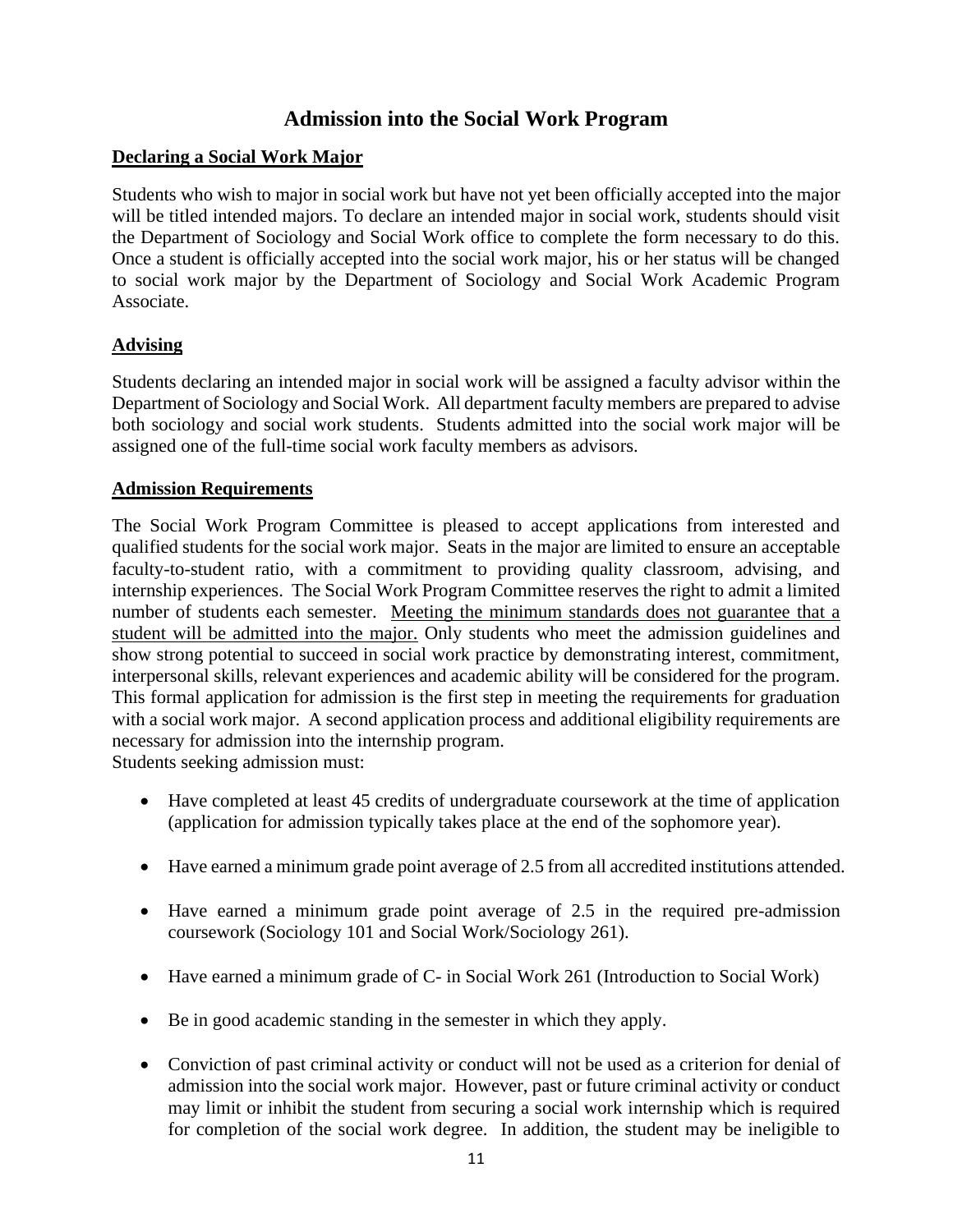# Admission into the Social Work Program

## Declaring a Social Work Major

Students who wish to major in social work but have not yet been officially accepted into the major will be titled intended majors. To declare an intended major in social work, students should visit the Department of Sociology and Social Work office to complete the form necessary to do this. Once a student is officially accepted into the social work major, his or her status will be changed to social work major by the Department of Sociology and Social Work Academic Program Associate.

## Advising

Students declaring an intended major in social work will be assigned a faculty advisor within the Department of Sociology and Social Work. All department faculty members are prepared to advise both sociology and social work students. Students admitted into the social work major will be assigned one of the full-time social work faculty members as advisors.

## Admission Requirements

The Social Work Program Committee is pleased to accept applications from interested and qualified students for the social work major. Seats in the major are limited to ensure an acceptable faculty-to-student ratio, with a commitment to providing quality classroom, advising, and internship experiences. The Social Work Program Committee reserves the right to admit a limited number of students each semester. <u>Meeting the minimum standards does not guarantee that a student will be admitted into the major.</u> Only students who meet the admission guidelines and show strong potential to succeed in social work practice by demonstrating interest, commitment, interpersonal skills, relevant experiences and academic ability will be considered for the program. This formal application for admission is the first step in meeting the requirements for graduation with a social work major. A second application process and additional eligibility requirements are necessary for admission into the internship program.

Students seeking admission must:

- Have completed at least 45 credits of undergraduate coursework at the time of application (application for admission typically takes place at the end of the sophomore year).
- Have earned a minimum grade point average of 2.5 from all accredited institutions attended.
- Have earned a minimum grade point average of 2.5 in the required pre-admission coursework (Sociology 101 and Social Work/Sociology 261).
- Have earned a minimum grade of C- in Social Work 261 (Introduction to Social Work)
- Be in good academic standing in the semester in which they apply.
- Conviction of past criminal activity or conduct will not be used as a criterion for denial of admission into the social work major. However, past or future criminal activity or conduct may limit or inhibit the student from securing a social work internship which is required for completion of the social work degree. In addition, the student may be ineligible to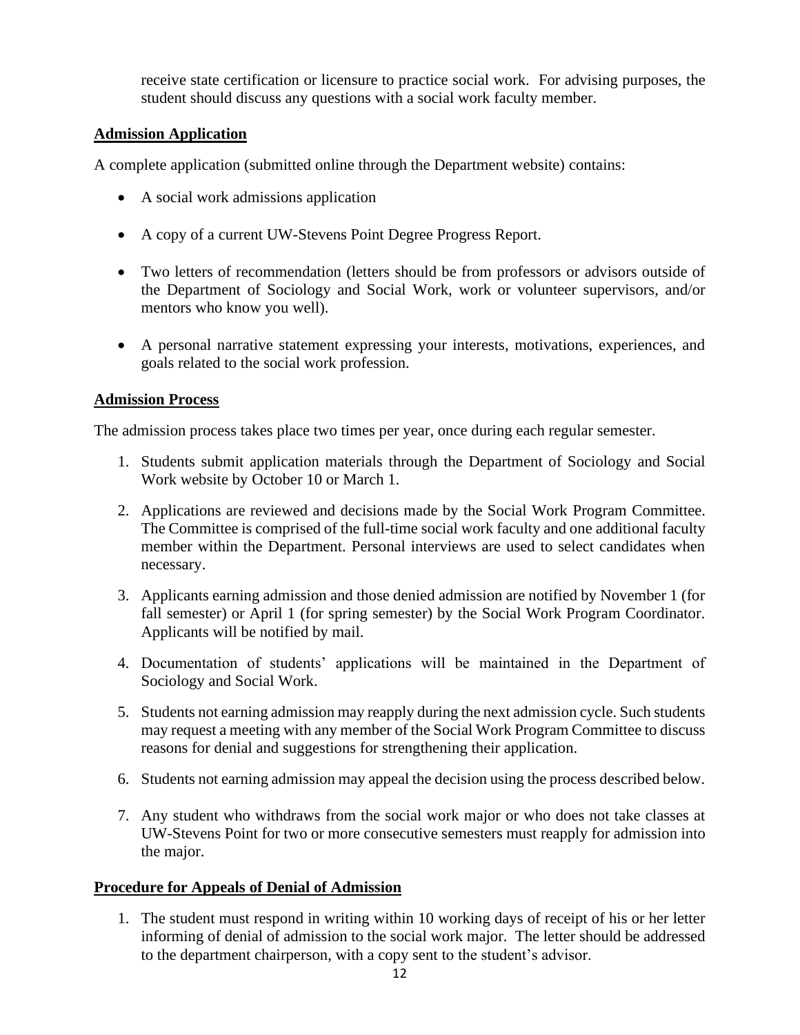receive state certification or licensure to practice social work. For advising purposes, the student should discuss any questions with a social work faculty member.

## Admission Application

A complete application (submitted online through the Department website) contains:

- A social work admissions application
- A copy of a current UW-Stevens Point Degree Progress Report.
- Two letters of recommendation (letters should be from professors or advisors outside of the Department of Sociology and Social Work, work or volunteer supervisors, and/or mentors who know you well).
- A personal narrative statement expressing your interests, motivations, experiences, and goals related to the social work profession.

## Admission Process

The admission process takes place two times per year, once during each regular semester.

1. Students submit application materials through the Department of Sociology and Social Work website by October 10 or March 1.
2. Applications are reviewed and decisions made by the Social Work Program Committee. The Committee is comprised of the full-time social work faculty and one additional faculty member within the Department. Personal interviews are used to select candidates when necessary.
3. Applicants earning admission and those denied admission are notified by November 1 (for fall semester) or April 1 (for spring semester) by the Social Work Program Coordinator. Applicants will be notified by mail.
4. Documentation of students' applications will be maintained in the Department of Sociology and Social Work.
5. Students not earning admission may reapply during the next admission cycle. Such students may request a meeting with any member of the Social Work Program Committee to discuss reasons for denial and suggestions for strengthening their application.
6. Students not earning admission may appeal the decision using the process described below.
7. Any student who withdraws from the social work major or who does not take classes at UW-Stevens Point for two or more consecutive semesters must reapply for admission into the major.

## Procedure for Appeals of Denial of Admission

1. The student must respond in writing within 10 working days of receipt of his or her letter informing of denial of admission to the social work major. The letter should be addressed to the department chairperson, with a copy sent to the student's advisor.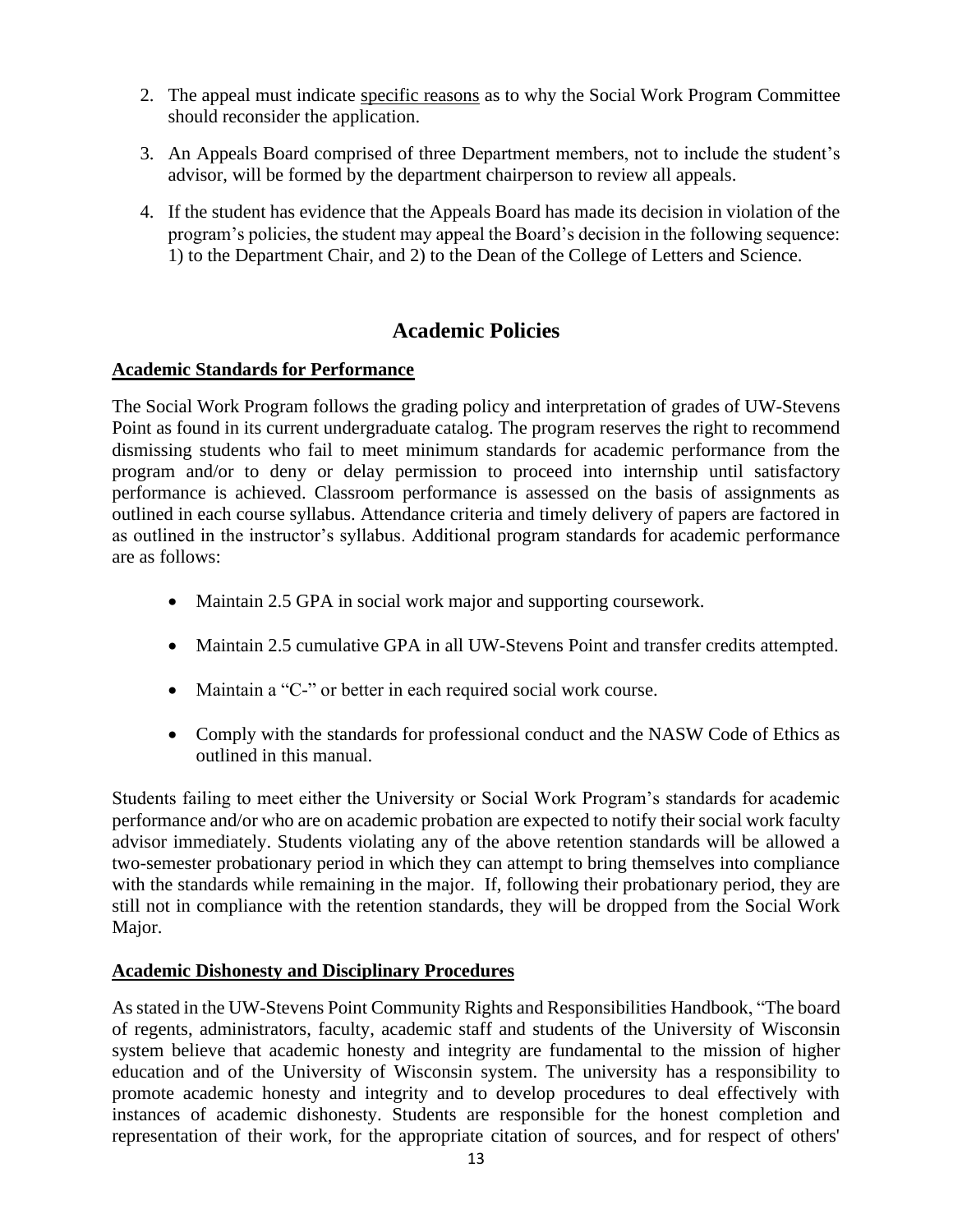2. The appeal must indicate <u>specific reasons</u> as to why the Social Work Program Committee should reconsider the application.

3. An Appeals Board comprised of three Department members, not to include the student's advisor, will be formed by the department chairperson to review all appeals.

4. If the student has evidence that the Appeals Board has made its decision in violation of the program's policies, the student may appeal the Board's decision in the following sequence: 1) to the Department Chair, and 2) to the Dean of the College of Letters and Science.

## Academic Policies

**<u>Academic Standards for Performance</u>**

The Social Work Program follows the grading policy and interpretation of grades of UW-Stevens Point as found in its current undergraduate catalog. The program reserves the right to recommend dismissing students who fail to meet minimum standards for academic performance from the program and/or to deny or delay permission to proceed into internship until satisfactory performance is achieved. Classroom performance is assessed on the basis of assignments as outlined in each course syllabus. Attendance criteria and timely delivery of papers are factored in as outlined in the instructor's syllabus. Additional program standards for academic performance are as follows:

- Maintain 2.5 GPA in social work major and supporting coursework.
- Maintain 2.5 cumulative GPA in all UW-Stevens Point and transfer credits attempted.
- Maintain a "C-" or better in each required social work course.
- Comply with the standards for professional conduct and the NASW Code of Ethics as outlined in this manual.

Students failing to meet either the University or Social Work Program's standards for academic performance and/or who are on academic probation are expected to notify their social work faculty advisor immediately. Students violating any of the above retention standards will be allowed a two-semester probationary period in which they can attempt to bring themselves into compliance with the standards while remaining in the major. If, following their probationary period, they are still not in compliance with the retention standards, they will be dropped from the Social Work Major.

**<u>Academic Dishonesty and Disciplinary Procedures</u>**

As stated in the UW-Stevens Point Community Rights and Responsibilities Handbook, "The board of regents, administrators, faculty, academic staff and students of the University of Wisconsin system believe that academic honesty and integrity are fundamental to the mission of higher education and of the University of Wisconsin system. The university has a responsibility to promote academic honesty and integrity and to develop procedures to deal effectively with instances of academic dishonesty. Students are responsible for the honest completion and representation of their work, for the appropriate citation of sources, and for respect of others'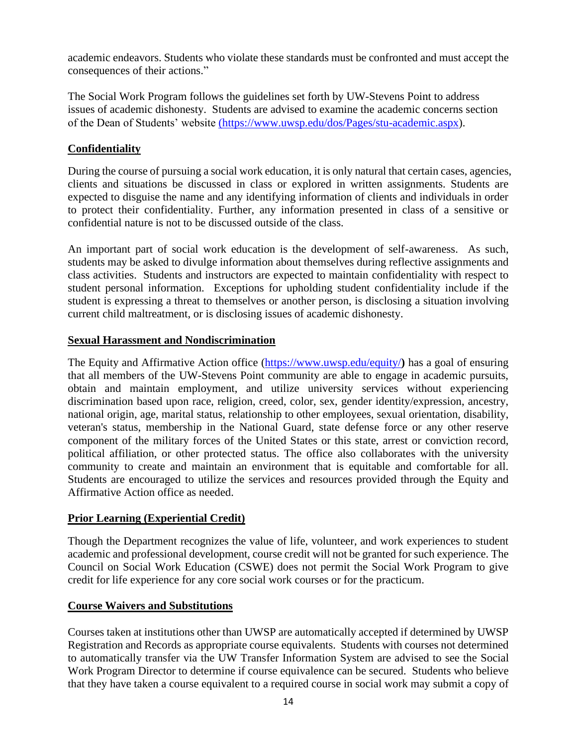academic endeavors. Students who violate these standards must be confronted and must accept the consequences of their actions."

The Social Work Program follows the guidelines set forth by UW-Stevens Point to address issues of academic dishonesty. Students are advised to examine the academic concerns section of the Dean of Students' website (https://www.uwsp.edu/dos/Pages/stu-academic.aspx).

## Confidentiality

During the course of pursuing a social work education, it is only natural that certain cases, agencies, clients and situations be discussed in class or explored in written assignments. Students are expected to disguise the name and any identifying information of clients and individuals in order to protect their confidentiality. Further, any information presented in class of a sensitive or confidential nature is not to be discussed outside of the class.

An important part of social work education is the development of self-awareness. As such, students may be asked to divulge information about themselves during reflective assignments and class activities. Students and instructors are expected to maintain confidentiality with respect to student personal information. Exceptions for upholding student confidentiality include if the student is expressing a threat to themselves or another person, is disclosing a situation involving current child maltreatment, or is disclosing issues of academic dishonesty.

## Sexual Harassment and Nondiscrimination

The Equity and Affirmative Action office (https://www.uwsp.edu/equity/**)** has a goal of ensuring that all members of the UW-Stevens Point community are able to engage in academic pursuits, obtain and maintain employment, and utilize university services without experiencing discrimination based upon race, religion, creed, color, sex, gender identity/expression, ancestry, national origin, age, marital status, relationship to other employees, sexual orientation, disability, veteran's status, membership in the National Guard, state defense force or any other reserve component of the military forces of the United States or this state, arrest or conviction record, political affiliation, or other protected status. The office also collaborates with the university community to create and maintain an environment that is equitable and comfortable for all. Students are encouraged to utilize the services and resources provided through the Equity and Affirmative Action office as needed.

## Prior Learning (Experiential Credit)

Though the Department recognizes the value of life, volunteer, and work experiences to student academic and professional development, course credit will not be granted for such experience. The Council on Social Work Education (CSWE) does not permit the Social Work Program to give credit for life experience for any core social work courses or for the practicum.

## Course Waivers and Substitutions

Courses taken at institutions other than UWSP are automatically accepted if determined by UWSP Registration and Records as appropriate course equivalents. Students with courses not determined to automatically transfer via the UW Transfer Information System are advised to see the Social Work Program Director to determine if course equivalence can be secured. Students who believe that they have taken a course equivalent to a required course in social work may submit a copy of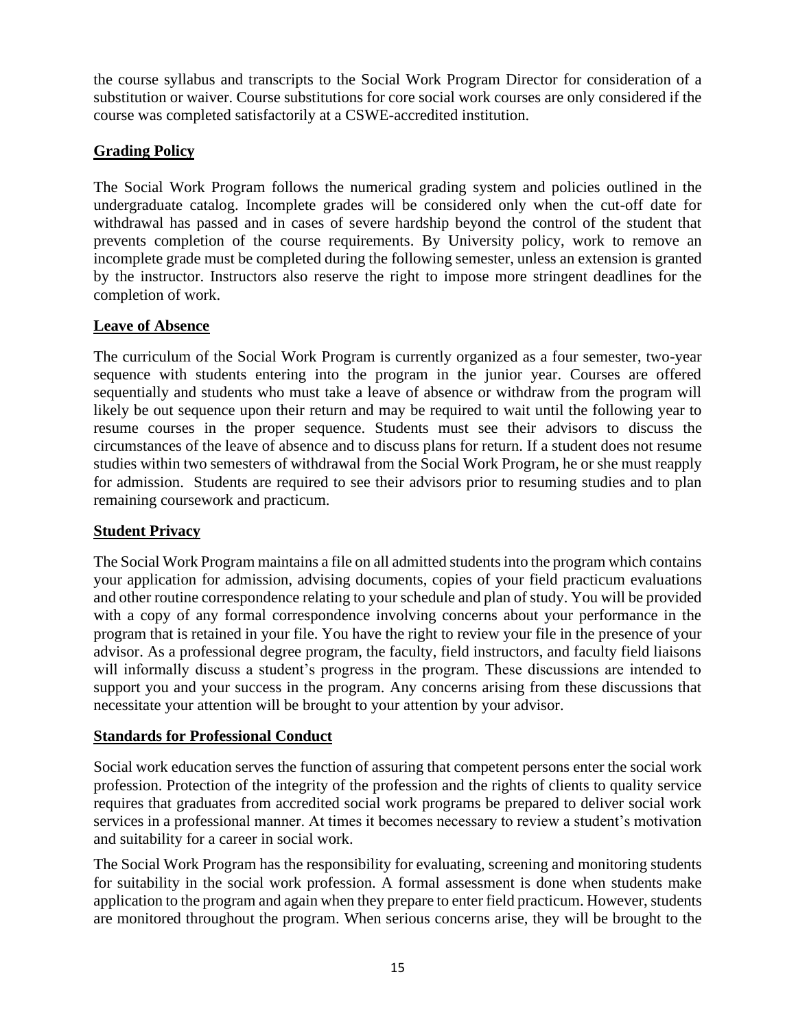the course syllabus and transcripts to the Social Work Program Director for consideration of a substitution or waiver. Course substitutions for core social work courses are only considered if the course was completed satisfactorily at a CSWE-accredited institution.

## Grading Policy

The Social Work Program follows the numerical grading system and policies outlined in the undergraduate catalog. Incomplete grades will be considered only when the cut-off date for withdrawal has passed and in cases of severe hardship beyond the control of the student that prevents completion of the course requirements. By University policy, work to remove an incomplete grade must be completed during the following semester, unless an extension is granted by the instructor. Instructors also reserve the right to impose more stringent deadlines for the completion of work.

## Leave of Absence

The curriculum of the Social Work Program is currently organized as a four semester, two-year sequence with students entering into the program in the junior year. Courses are offered sequentially and students who must take a leave of absence or withdraw from the program will likely be out sequence upon their return and may be required to wait until the following year to resume courses in the proper sequence. Students must see their advisors to discuss the circumstances of the leave of absence and to discuss plans for return. If a student does not resume studies within two semesters of withdrawal from the Social Work Program, he or she must reapply for admission. Students are required to see their advisors prior to resuming studies and to plan remaining coursework and practicum.

## Student Privacy

The Social Work Program maintains a file on all admitted students into the program which contains your application for admission, advising documents, copies of your field practicum evaluations and other routine correspondence relating to your schedule and plan of study. You will be provided with a copy of any formal correspondence involving concerns about your performance in the program that is retained in your file. You have the right to review your file in the presence of your advisor. As a professional degree program, the faculty, field instructors, and faculty field liaisons will informally discuss a student's progress in the program. These discussions are intended to support you and your success in the program. Any concerns arising from these discussions that necessitate your attention will be brought to your attention by your advisor.

## Standards for Professional Conduct

Social work education serves the function of assuring that competent persons enter the social work profession. Protection of the integrity of the profession and the rights of clients to quality service requires that graduates from accredited social work programs be prepared to deliver social work services in a professional manner. At times it becomes necessary to review a student's motivation and suitability for a career in social work.

The Social Work Program has the responsibility for evaluating, screening and monitoring students for suitability in the social work profession. A formal assessment is done when students make application to the program and again when they prepare to enter field practicum. However, students are monitored throughout the program. When serious concerns arise, they will be brought to the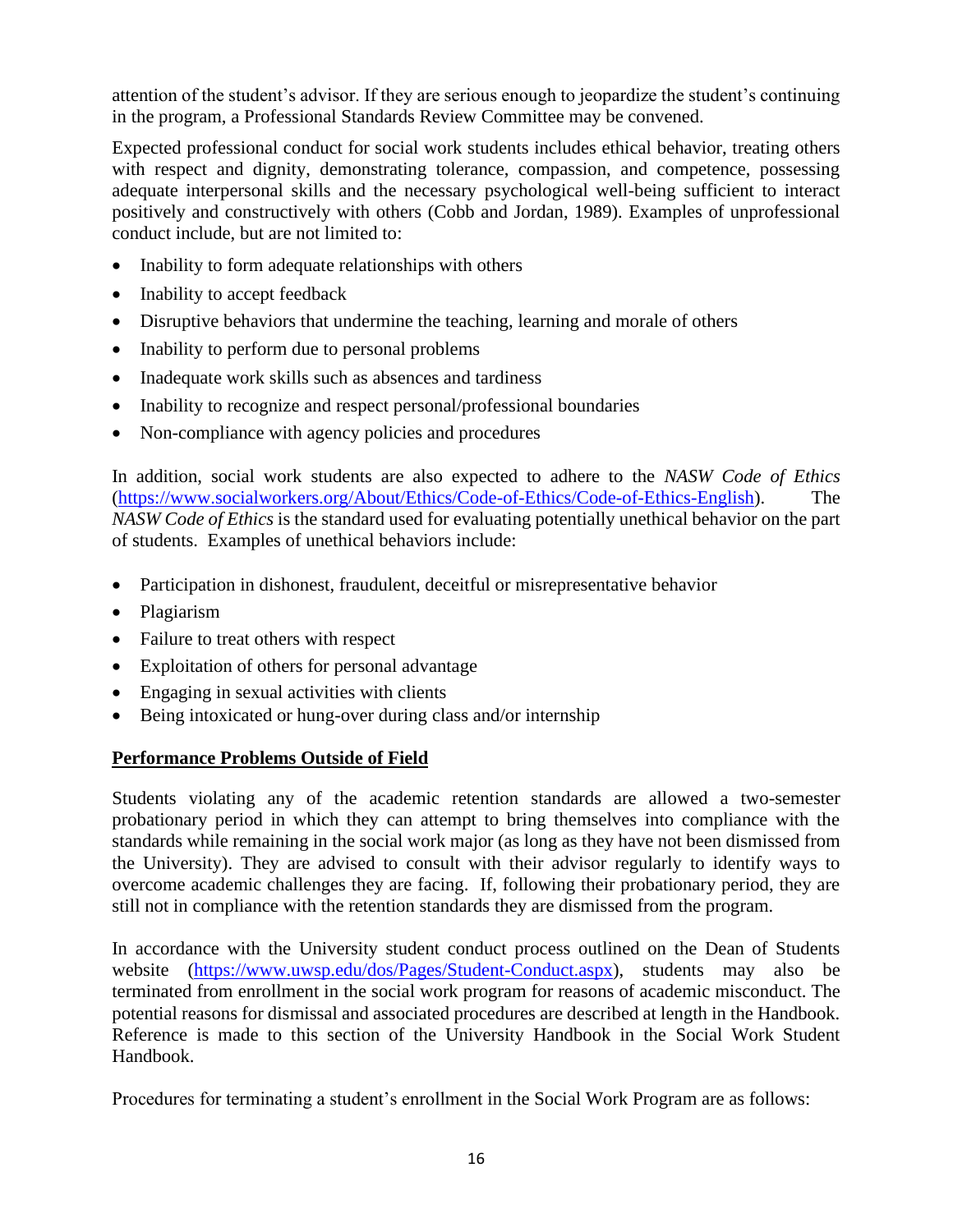attention of the student's advisor. If they are serious enough to jeopardize the student's continuing in the program, a Professional Standards Review Committee may be convened.

Expected professional conduct for social work students includes ethical behavior, treating others with respect and dignity, demonstrating tolerance, compassion, and competence, possessing adequate interpersonal skills and the necessary psychological well-being sufficient to interact positively and constructively with others (Cobb and Jordan, 1989). Examples of unprofessional conduct include, but are not limited to:

- Inability to form adequate relationships with others
- Inability to accept feedback
- Disruptive behaviors that undermine the teaching, learning and morale of others
- Inability to perform due to personal problems
- Inadequate work skills such as absences and tardiness
- Inability to recognize and respect personal/professional boundaries
- Non-compliance with agency policies and procedures

In addition, social work students are also expected to adhere to the *NASW Code of Ethics* (https://www.socialworkers.org/About/Ethics/Code-of-Ethics/Code-of-Ethics-English). The *NASW Code of Ethics* is the standard used for evaluating potentially unethical behavior on the part of students. Examples of unethical behaviors include:

- Participation in dishonest, fraudulent, deceitful or misrepresentative behavior
- Plagiarism
- Failure to treat others with respect
- Exploitation of others for personal advantage
- Engaging in sexual activities with clients
- Being intoxicated or hung-over during class and/or internship

**Performance Problems Outside of Field**

Students violating any of the academic retention standards are allowed a two-semester probationary period in which they can attempt to bring themselves into compliance with the standards while remaining in the social work major (as long as they have not been dismissed from the University). They are advised to consult with their advisor regularly to identify ways to overcome academic challenges they are facing. If, following their probationary period, they are still not in compliance with the retention standards they are dismissed from the program.

In accordance with the University student conduct process outlined on the Dean of Students website (https://www.uwsp.edu/dos/Pages/Student-Conduct.aspx), students may also be terminated from enrollment in the social work program for reasons of academic misconduct. The potential reasons for dismissal and associated procedures are described at length in the Handbook. Reference is made to this section of the University Handbook in the Social Work Student Handbook.

Procedures for terminating a student's enrollment in the Social Work Program are as follows: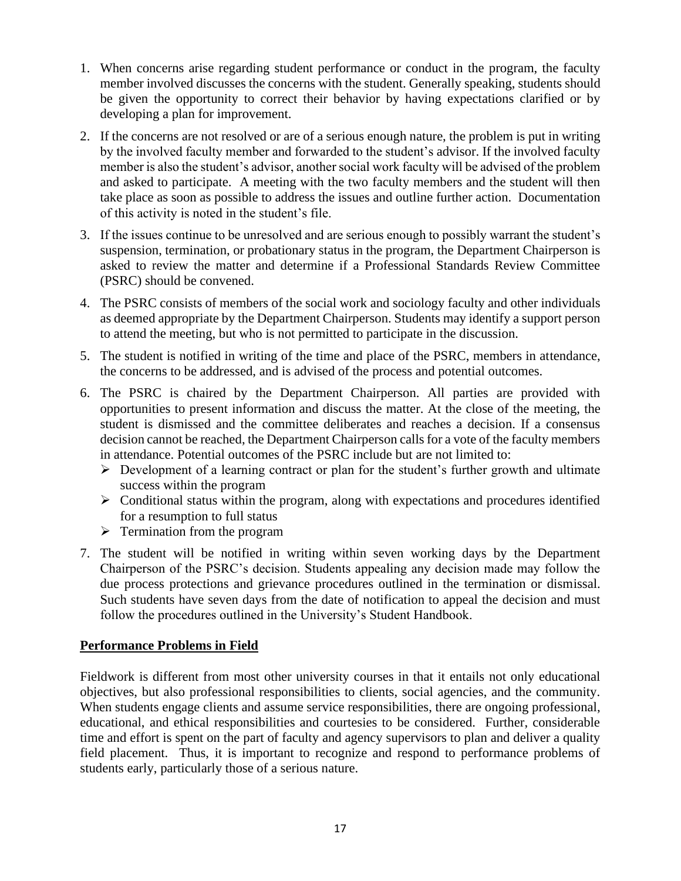1. When concerns arise regarding student performance or conduct in the program, the faculty member involved discusses the concerns with the student. Generally speaking, students should be given the opportunity to correct their behavior by having expectations clarified or by developing a plan for improvement.
2. If the concerns are not resolved or are of a serious enough nature, the problem is put in writing by the involved faculty member and forwarded to the student's advisor. If the involved faculty member is also the student's advisor, another social work faculty will be advised of the problem and asked to participate. A meeting with the two faculty members and the student will then take place as soon as possible to address the issues and outline further action. Documentation of this activity is noted in the student's file.
3. If the issues continue to be unresolved and are serious enough to possibly warrant the student's suspension, termination, or probationary status in the program, the Department Chairperson is asked to review the matter and determine if a Professional Standards Review Committee (PSRC) should be convened.
4. The PSRC consists of members of the social work and sociology faculty and other individuals as deemed appropriate by the Department Chairperson. Students may identify a support person to attend the meeting, but who is not permitted to participate in the discussion.
5. The student is notified in writing of the time and place of the PSRC, members in attendance, the concerns to be addressed, and is advised of the process and potential outcomes.
6. The PSRC is chaired by the Department Chairperson. All parties are provided with opportunities to present information and discuss the matter. At the close of the meeting, the student is dismissed and the committee deliberates and reaches a decision. If a consensus decision cannot be reached, the Department Chairperson calls for a vote of the faculty members in attendance. Potential outcomes of the PSRC include but are not limited to:
   - Development of a learning contract or plan for the student's further growth and ultimate success within the program
   - Conditional status within the program, along with expectations and procedures identified for a resumption to full status
   - Termination from the program
7. The student will be notified in writing within seven working days by the Department Chairperson of the PSRC's decision. Students appealing any decision made may follow the due process protections and grievance procedures outlined in the termination or dismissal. Such students have seven days from the date of notification to appeal the decision and must follow the procedures outlined in the University's Student Handbook.

## Performance Problems in Field

Fieldwork is different from most other university courses in that it entails not only educational objectives, but also professional responsibilities to clients, social agencies, and the community. When students engage clients and assume service responsibilities, there are ongoing professional, educational, and ethical responsibilities and courtesies to be considered. Further, considerable time and effort is spent on the part of faculty and agency supervisors to plan and deliver a quality field placement. Thus, it is important to recognize and respond to performance problems of students early, particularly those of a serious nature.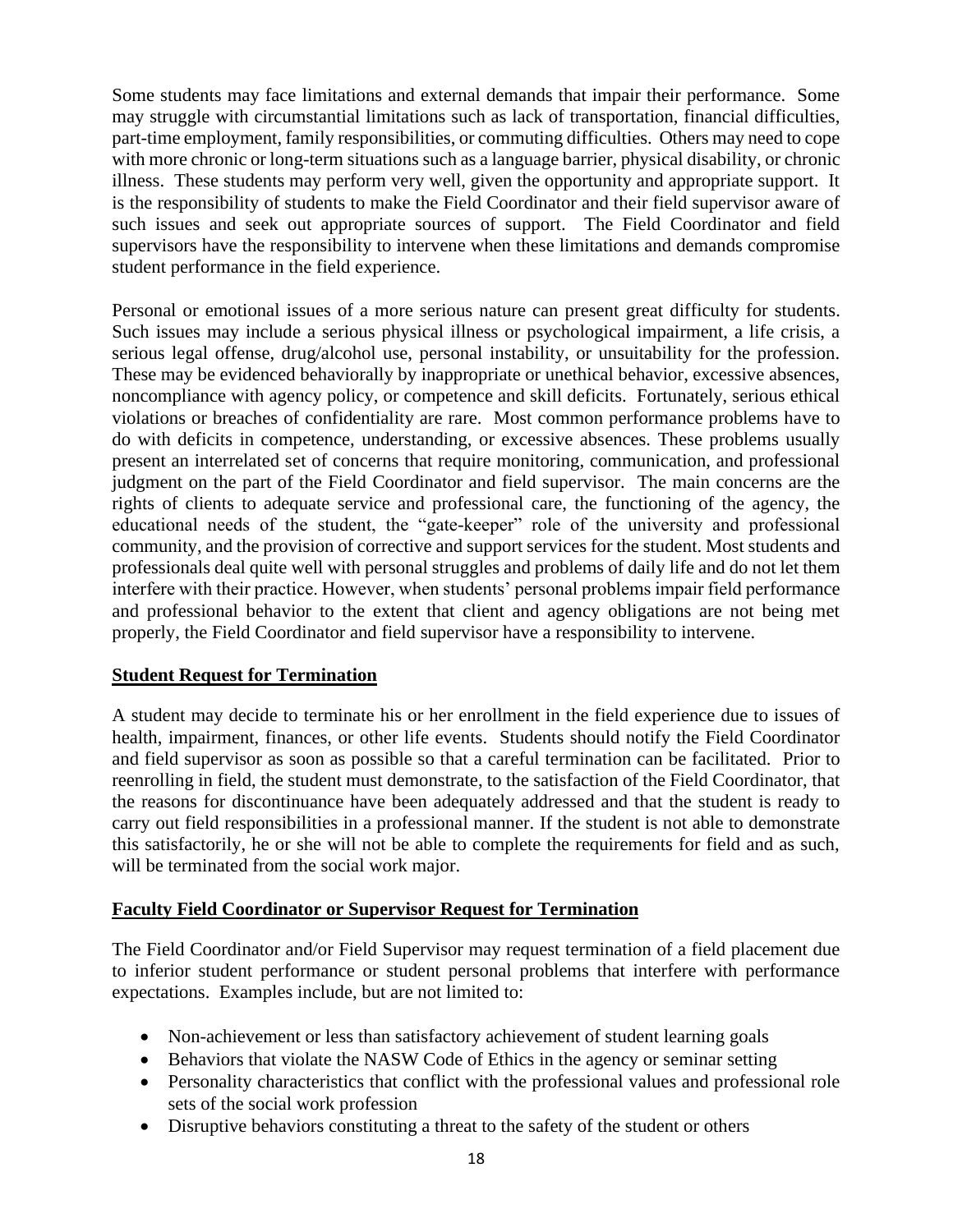Some students may face limitations and external demands that impair their performance. Some may struggle with circumstantial limitations such as lack of transportation, financial difficulties, part-time employment, family responsibilities, or commuting difficulties. Others may need to cope with more chronic or long-term situations such as a language barrier, physical disability, or chronic illness. These students may perform very well, given the opportunity and appropriate support. It is the responsibility of students to make the Field Coordinator and their field supervisor aware of such issues and seek out appropriate sources of support. The Field Coordinator and field supervisors have the responsibility to intervene when these limitations and demands compromise student performance in the field experience.

Personal or emotional issues of a more serious nature can present great difficulty for students. Such issues may include a serious physical illness or psychological impairment, a life crisis, a serious legal offense, drug/alcohol use, personal instability, or unsuitability for the profession. These may be evidenced behaviorally by inappropriate or unethical behavior, excessive absences, noncompliance with agency policy, or competence and skill deficits. Fortunately, serious ethical violations or breaches of confidentiality are rare. Most common performance problems have to do with deficits in competence, understanding, or excessive absences. These problems usually present an interrelated set of concerns that require monitoring, communication, and professional judgment on the part of the Field Coordinator and field supervisor. The main concerns are the rights of clients to adequate service and professional care, the functioning of the agency, the educational needs of the student, the "gate-keeper" role of the university and professional community, and the provision of corrective and support services for the student. Most students and professionals deal quite well with personal struggles and problems of daily life and do not let them interfere with their practice. However, when students' personal problems impair field performance and professional behavior to the extent that client and agency obligations are not being met properly, the Field Coordinator and field supervisor have a responsibility to intervene.

## Student Request for Termination

A student may decide to terminate his or her enrollment in the field experience due to issues of health, impairment, finances, or other life events. Students should notify the Field Coordinator and field supervisor as soon as possible so that a careful termination can be facilitated. Prior to reenrolling in field, the student must demonstrate, to the satisfaction of the Field Coordinator, that the reasons for discontinuance have been adequately addressed and that the student is ready to carry out field responsibilities in a professional manner. If the student is not able to demonstrate this satisfactorily, he or she will not be able to complete the requirements for field and as such, will be terminated from the social work major.

## Faculty Field Coordinator or Supervisor Request for Termination

The Field Coordinator and/or Field Supervisor may request termination of a field placement due to inferior student performance or student personal problems that interfere with performance expectations. Examples include, but are not limited to:

- Non-achievement or less than satisfactory achievement of student learning goals
- Behaviors that violate the NASW Code of Ethics in the agency or seminar setting
- Personality characteristics that conflict with the professional values and professional role sets of the social work profession
- Disruptive behaviors constituting a threat to the safety of the student or others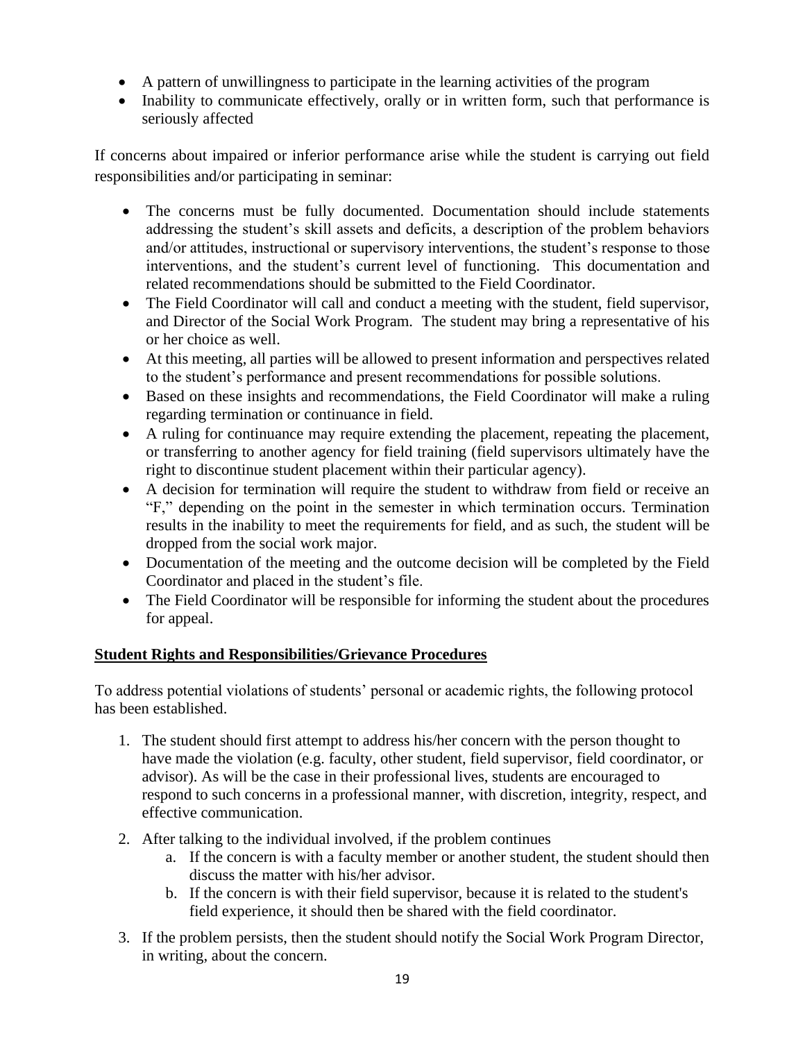- A pattern of unwillingness to participate in the learning activities of the program
- Inability to communicate effectively, orally or in written form, such that performance is seriously affected

If concerns about impaired or inferior performance arise while the student is carrying out field responsibilities and/or participating in seminar:

- The concerns must be fully documented. Documentation should include statements addressing the student's skill assets and deficits, a description of the problem behaviors and/or attitudes, instructional or supervisory interventions, the student's response to those interventions, and the student's current level of functioning. This documentation and related recommendations should be submitted to the Field Coordinator.
- The Field Coordinator will call and conduct a meeting with the student, field supervisor, and Director of the Social Work Program. The student may bring a representative of his or her choice as well.
- At this meeting, all parties will be allowed to present information and perspectives related to the student's performance and present recommendations for possible solutions.
- Based on these insights and recommendations, the Field Coordinator will make a ruling regarding termination or continuance in field.
- A ruling for continuance may require extending the placement, repeating the placement, or transferring to another agency for field training (field supervisors ultimately have the right to discontinue student placement within their particular agency).
- A decision for termination will require the student to withdraw from field or receive an "F," depending on the point in the semester in which termination occurs. Termination results in the inability to meet the requirements for field, and as such, the student will be dropped from the social work major.
- Documentation of the meeting and the outcome decision will be completed by the Field Coordinator and placed in the student's file.
- The Field Coordinator will be responsible for informing the student about the procedures for appeal.

## Student Rights and Responsibilities/Grievance Procedures

To address potential violations of students' personal or academic rights, the following protocol has been established.

1. The student should first attempt to address his/her concern with the person thought to have made the violation (e.g. faculty, other student, field supervisor, field coordinator, or advisor). As will be the case in their professional lives, students are encouraged to respond to such concerns in a professional manner, with discretion, integrity, respect, and effective communication.
2. After talking to the individual involved, if the problem continues
   a. If the concern is with a faculty member or another student, the student should then discuss the matter with his/her advisor.
   b. If the concern is with their field supervisor, because it is related to the student's field experience, it should then be shared with the field coordinator.
3. If the problem persists, then the student should notify the Social Work Program Director, in writing, about the concern.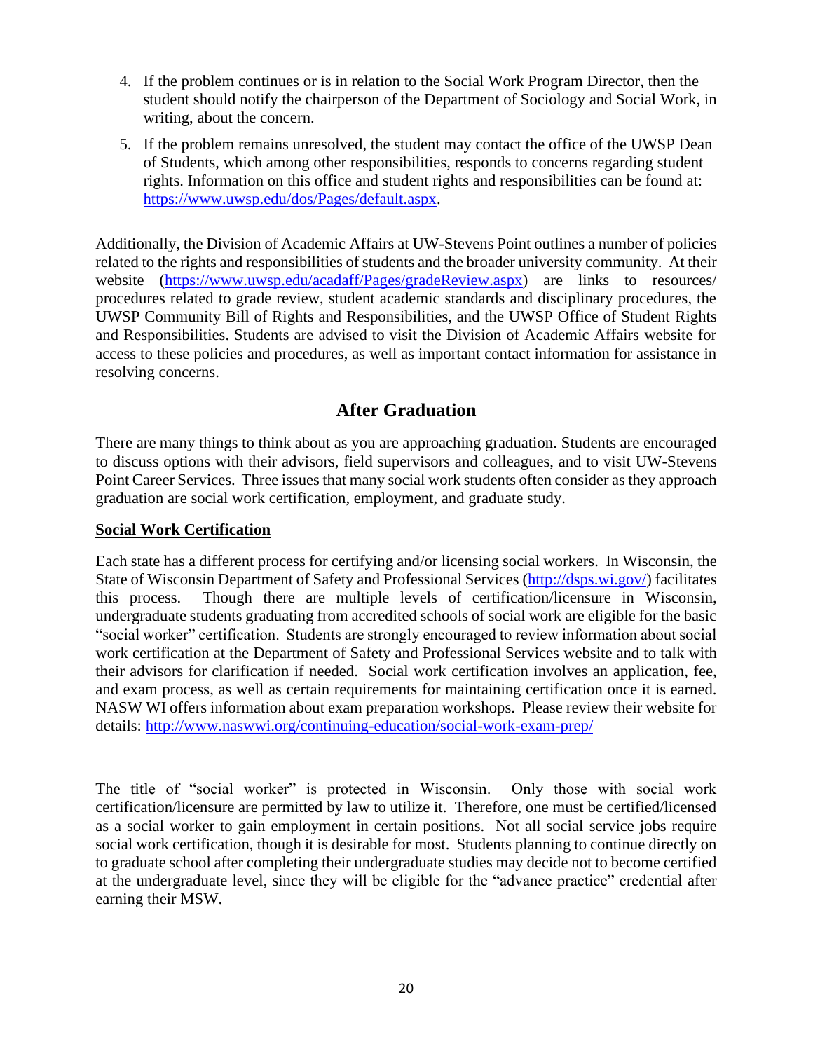4. If the problem continues or is in relation to the Social Work Program Director, then the student should notify the chairperson of the Department of Sociology and Social Work, in writing, about the concern.

5. If the problem remains unresolved, the student may contact the office of the UWSP Dean of Students, which among other responsibilities, responds to concerns regarding student rights. Information on this office and student rights and responsibilities can be found at: https://www.uwsp.edu/dos/Pages/default.aspx.

Additionally, the Division of Academic Affairs at UW-Stevens Point outlines a number of policies related to the rights and responsibilities of students and the broader university community. At their website (https://www.uwsp.edu/acadaff/Pages/gradeReview.aspx) are links to resources/ procedures related to grade review, student academic standards and disciplinary procedures, the UWSP Community Bill of Rights and Responsibilities, and the UWSP Office of Student Rights and Responsibilities. Students are advised to visit the Division of Academic Affairs website for access to these policies and procedures, as well as important contact information for assistance in resolving concerns.

## After Graduation

There are many things to think about as you are approaching graduation. Students are encouraged to discuss options with their advisors, field supervisors and colleagues, and to visit UW-Stevens Point Career Services. Three issues that many social work students often consider as they approach graduation are social work certification, employment, and graduate study.

### Social Work Certification

Each state has a different process for certifying and/or licensing social workers. In Wisconsin, the State of Wisconsin Department of Safety and Professional Services (http://dsps.wi.gov/) facilitates this process. Though there are multiple levels of certification/licensure in Wisconsin, undergraduate students graduating from accredited schools of social work are eligible for the basic "social worker" certification. Students are strongly encouraged to review information about social work certification at the Department of Safety and Professional Services website and to talk with their advisors for clarification if needed. Social work certification involves an application, fee, and exam process, as well as certain requirements for maintaining certification once it is earned. NASW WI offers information about exam preparation workshops. Please review their website for details: http://www.naswwi.org/continuing-education/social-work-exam-prep/

The title of "social worker" is protected in Wisconsin. Only those with social work certification/licensure are permitted by law to utilize it. Therefore, one must be certified/licensed as a social worker to gain employment in certain positions. Not all social service jobs require social work certification, though it is desirable for most. Students planning to continue directly on to graduate school after completing their undergraduate studies may decide not to become certified at the undergraduate level, since they will be eligible for the "advance practice" credential after earning their MSW.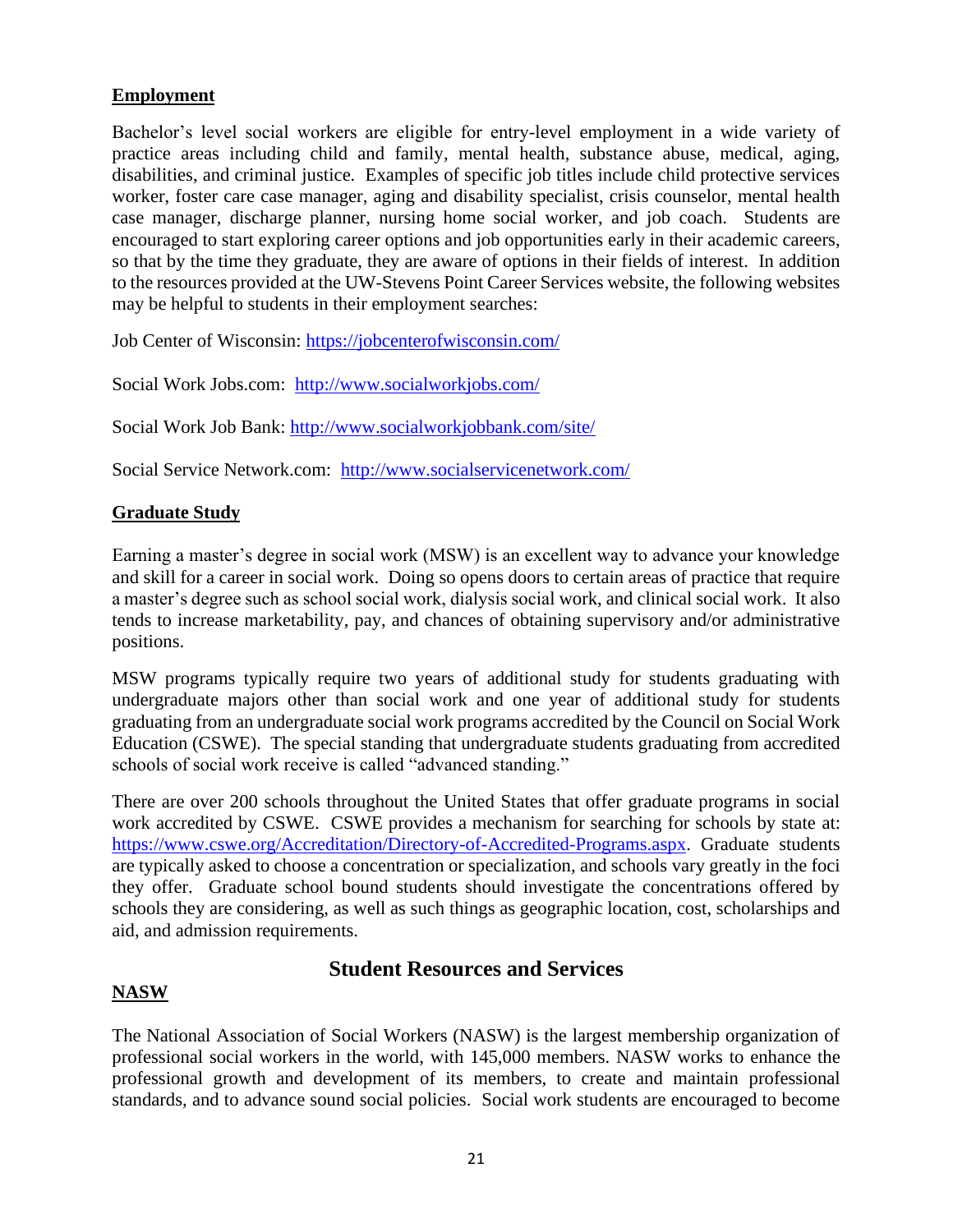## Employment

Bachelor's level social workers are eligible for entry-level employment in a wide variety of practice areas including child and family, mental health, substance abuse, medical, aging, disabilities, and criminal justice. Examples of specific job titles include child protective services worker, foster care case manager, aging and disability specialist, crisis counselor, mental health case manager, discharge planner, nursing home social worker, and job coach. Students are encouraged to start exploring career options and job opportunities early in their academic careers, so that by the time they graduate, they are aware of options in their fields of interest. In addition to the resources provided at the UW-Stevens Point Career Services website, the following websites may be helpful to students in their employment searches:

Job Center of Wisconsin: https://jobcenterofwisconsin.com/

Social Work Jobs.com: http://www.socialworkjobs.com/

Social Work Job Bank: http://www.socialworkjobbank.com/site/

Social Service Network.com: http://www.socialservicenetwork.com/

## Graduate Study

Earning a master's degree in social work (MSW) is an excellent way to advance your knowledge and skill for a career in social work. Doing so opens doors to certain areas of practice that require a master's degree such as school social work, dialysis social work, and clinical social work. It also tends to increase marketability, pay, and chances of obtaining supervisory and/or administrative positions.

MSW programs typically require two years of additional study for students graduating with undergraduate majors other than social work and one year of additional study for students graduating from an undergraduate social work programs accredited by the Council on Social Work Education (CSWE). The special standing that undergraduate students graduating from accredited schools of social work receive is called "advanced standing."

There are over 200 schools throughout the United States that offer graduate programs in social work accredited by CSWE. CSWE provides a mechanism for searching for schools by state at: https://www.cswe.org/Accreditation/Directory-of-Accredited-Programs.aspx. Graduate students are typically asked to choose a concentration or specialization, and schools vary greatly in the foci they offer. Graduate school bound students should investigate the concentrations offered by schools they are considering, as well as such things as geographic location, cost, scholarships and aid, and admission requirements.

# Student Resources and Services

## NASW

The National Association of Social Workers (NASW) is the largest membership organization of professional social workers in the world, with 145,000 members. NASW works to enhance the professional growth and development of its members, to create and maintain professional standards, and to advance sound social policies. Social work students are encouraged to become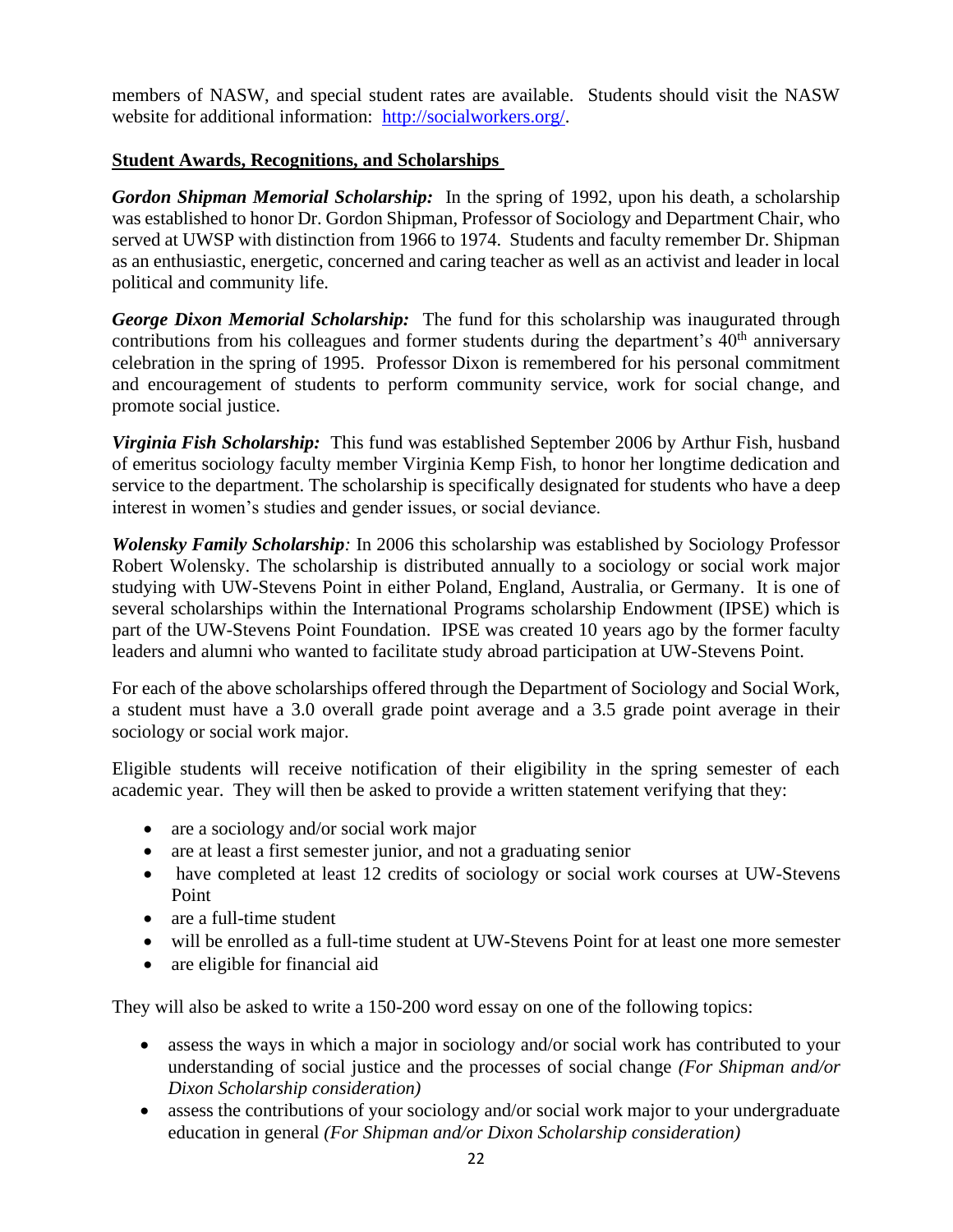members of NASW, and special student rates are available. Students should visit the NASW website for additional information: http://socialworkers.org/.

## Student Awards, Recognitions, and Scholarships

***Gordon Shipman Memorial Scholarship:*** In the spring of 1992, upon his death, a scholarship was established to honor Dr. Gordon Shipman, Professor of Sociology and Department Chair, who served at UWSP with distinction from 1966 to 1974. Students and faculty remember Dr. Shipman as an enthusiastic, energetic, concerned and caring teacher as well as an activist and leader in local political and community life.

***George Dixon Memorial Scholarship:*** The fund for this scholarship was inaugurated through contributions from his colleagues and former students during the department's 40th anniversary celebration in the spring of 1995. Professor Dixon is remembered for his personal commitment and encouragement of students to perform community service, work for social change, and promote social justice.

***Virginia Fish Scholarship:*** This fund was established September 2006 by Arthur Fish, husband of emeritus sociology faculty member Virginia Kemp Fish, to honor her longtime dedication and service to the department. The scholarship is specifically designated for students who have a deep interest in women's studies and gender issues, or social deviance.

***Wolensky Family Scholarship**:* In 2006 this scholarship was established by Sociology Professor Robert Wolensky. The scholarship is distributed annually to a sociology or social work major studying with UW-Stevens Point in either Poland, England, Australia, or Germany. It is one of several scholarships within the International Programs scholarship Endowment (IPSE) which is part of the UW-Stevens Point Foundation. IPSE was created 10 years ago by the former faculty leaders and alumni who wanted to facilitate study abroad participation at UW-Stevens Point.

For each of the above scholarships offered through the Department of Sociology and Social Work, a student must have a 3.0 overall grade point average and a 3.5 grade point average in their sociology or social work major.

Eligible students will receive notification of their eligibility in the spring semester of each academic year. They will then be asked to provide a written statement verifying that they:

- are a sociology and/or social work major
- are at least a first semester junior, and not a graduating senior
- have completed at least 12 credits of sociology or social work courses at UW-Stevens Point
- are a full-time student
- will be enrolled as a full-time student at UW-Stevens Point for at least one more semester
- are eligible for financial aid

They will also be asked to write a 150-200 word essay on one of the following topics:

- assess the ways in which a major in sociology and/or social work has contributed to your understanding of social justice and the processes of social change *(For Shipman and/or Dixon Scholarship consideration)*
- assess the contributions of your sociology and/or social work major to your undergraduate education in general *(For Shipman and/or Dixon Scholarship consideration)*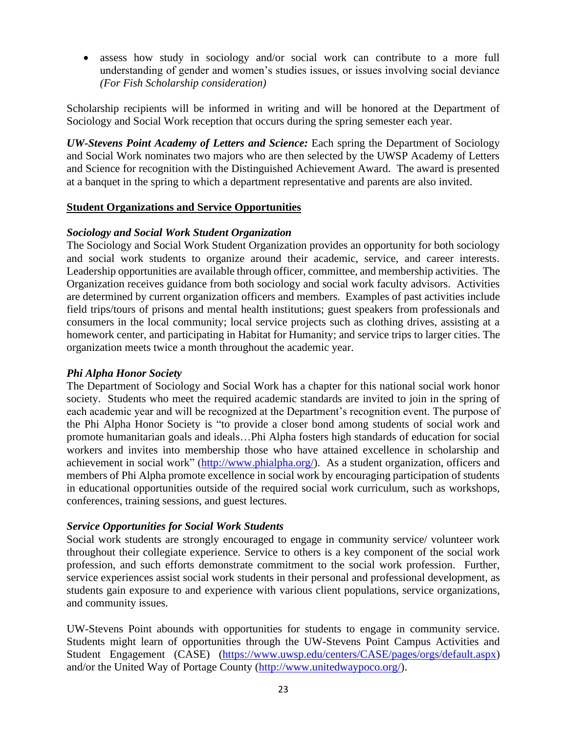- assess how study in sociology and/or social work can contribute to a more full understanding of gender and women's studies issues, or issues involving social deviance *(For Fish Scholarship consideration)*

Scholarship recipients will be informed in writing and will be honored at the Department of Sociology and Social Work reception that occurs during the spring semester each year.

***UW-Stevens Point Academy of Letters and Science:*** Each spring the Department of Sociology and Social Work nominates two majors who are then selected by the UWSP Academy of Letters and Science for recognition with the Distinguished Achievement Award. The award is presented at a banquet in the spring to which a department representative and parents are also invited.

## Student Organizations and Service Opportunities

### *Sociology and Social Work Student Organization*

The Sociology and Social Work Student Organization provides an opportunity for both sociology and social work students to organize around their academic, service, and career interests. Leadership opportunities are available through officer, committee, and membership activities. The Organization receives guidance from both sociology and social work faculty advisors. Activities are determined by current organization officers and members. Examples of past activities include field trips/tours of prisons and mental health institutions; guest speakers from professionals and consumers in the local community; local service projects such as clothing drives, assisting at a homework center, and participating in Habitat for Humanity; and service trips to larger cities. The organization meets twice a month throughout the academic year.

### *Phi Alpha Honor Society*

The Department of Sociology and Social Work has a chapter for this national social work honor society. Students who meet the required academic standards are invited to join in the spring of each academic year and will be recognized at the Department's recognition event. The purpose of the Phi Alpha Honor Society is "to provide a closer bond among students of social work and promote humanitarian goals and ideals…Phi Alpha fosters high standards of education for social workers and invites into membership those who have attained excellence in scholarship and achievement in social work" (http://www.phialpha.org/). As a student organization, officers and members of Phi Alpha promote excellence in social work by encouraging participation of students in educational opportunities outside of the required social work curriculum, such as workshops, conferences, training sessions, and guest lectures.

### *Service Opportunities for Social Work Students*

Social work students are strongly encouraged to engage in community service/ volunteer work throughout their collegiate experience. Service to others is a key component of the social work profession, and such efforts demonstrate commitment to the social work profession. Further, service experiences assist social work students in their personal and professional development, as students gain exposure to and experience with various client populations, service organizations, and community issues.

UW-Stevens Point abounds with opportunities for students to engage in community service. Students might learn of opportunities through the UW-Stevens Point Campus Activities and Student Engagement (CASE) (https://www.uwsp.edu/centers/CASE/pages/orgs/default.aspx) and/or the United Way of Portage County (http://www.unitedwaypoco.org/).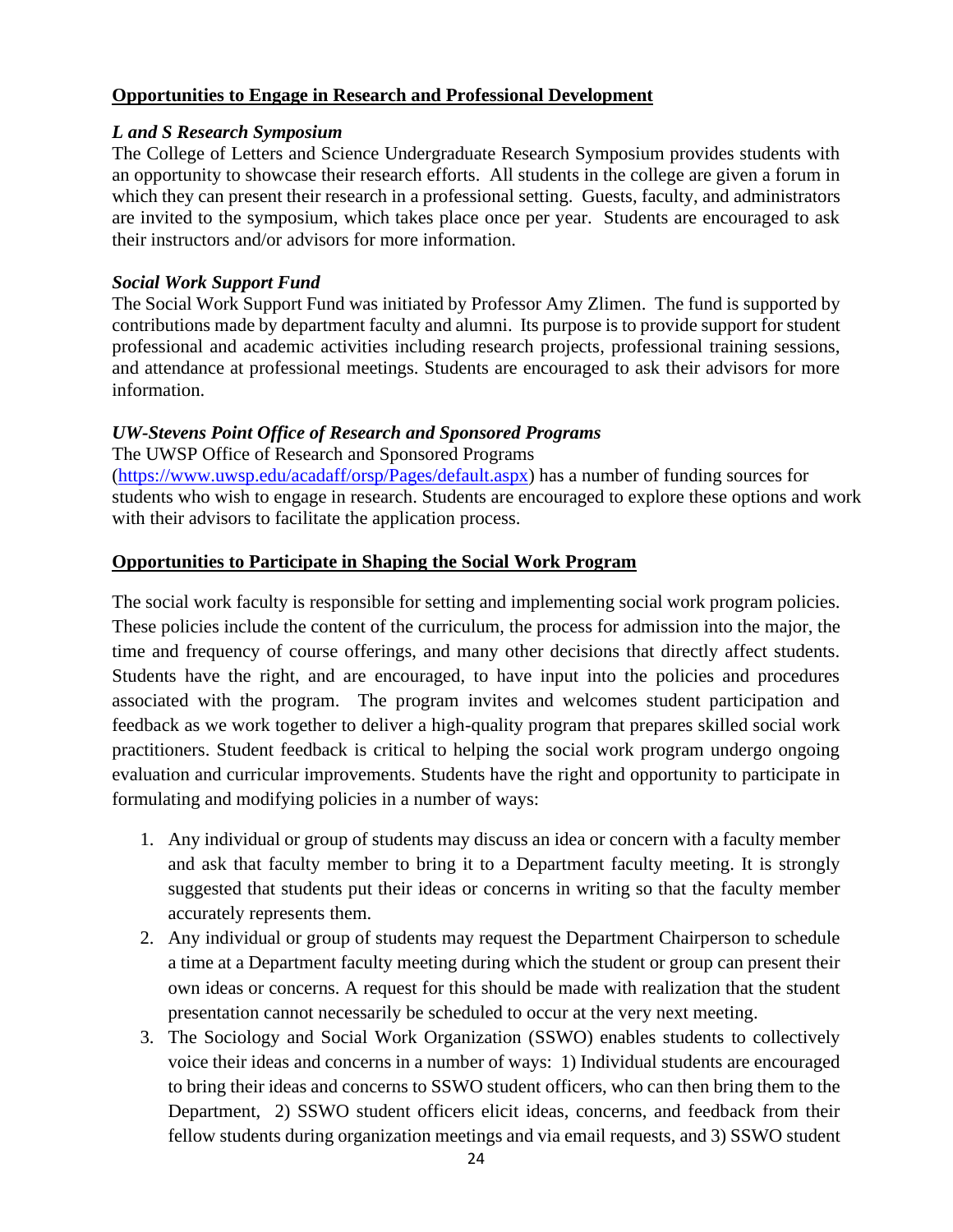## Opportunities to Engage in Research and Professional Development

### *L and S Research Symposium*

The College of Letters and Science Undergraduate Research Symposium provides students with an opportunity to showcase their research efforts. All students in the college are given a forum in which they can present their research in a professional setting. Guests, faculty, and administrators are invited to the symposium, which takes place once per year. Students are encouraged to ask their instructors and/or advisors for more information.

### *Social Work Support Fund*

The Social Work Support Fund was initiated by Professor Amy Zlimen. The fund is supported by contributions made by department faculty and alumni. Its purpose is to provide support for student professional and academic activities including research projects, professional training sessions, and attendance at professional meetings. Students are encouraged to ask their advisors for more information.

### *UW-Stevens Point Office of Research and Sponsored Programs*

The UWSP Office of Research and Sponsored Programs (https://www.uwsp.edu/acadaff/orsp/Pages/default.aspx) has a number of funding sources for students who wish to engage in research. Students are encouraged to explore these options and work with their advisors to facilitate the application process.

## Opportunities to Participate in Shaping the Social Work Program

The social work faculty is responsible for setting and implementing social work program policies. These policies include the content of the curriculum, the process for admission into the major, the time and frequency of course offerings, and many other decisions that directly affect students. Students have the right, and are encouraged, to have input into the policies and procedures associated with the program. The program invites and welcomes student participation and feedback as we work together to deliver a high-quality program that prepares skilled social work practitioners. Student feedback is critical to helping the social work program undergo ongoing evaluation and curricular improvements. Students have the right and opportunity to participate in formulating and modifying policies in a number of ways:

1. Any individual or group of students may discuss an idea or concern with a faculty member and ask that faculty member to bring it to a Department faculty meeting. It is strongly suggested that students put their ideas or concerns in writing so that the faculty member accurately represents them.
2. Any individual or group of students may request the Department Chairperson to schedule a time at a Department faculty meeting during which the student or group can present their own ideas or concerns. A request for this should be made with realization that the student presentation cannot necessarily be scheduled to occur at the very next meeting.
3. The Sociology and Social Work Organization (SSWO) enables students to collectively voice their ideas and concerns in a number of ways: 1) Individual students are encouraged to bring their ideas and concerns to SSWO student officers, who can then bring them to the Department, 2) SSWO student officers elicit ideas, concerns, and feedback from their fellow students during organization meetings and via email requests, and 3) SSWO student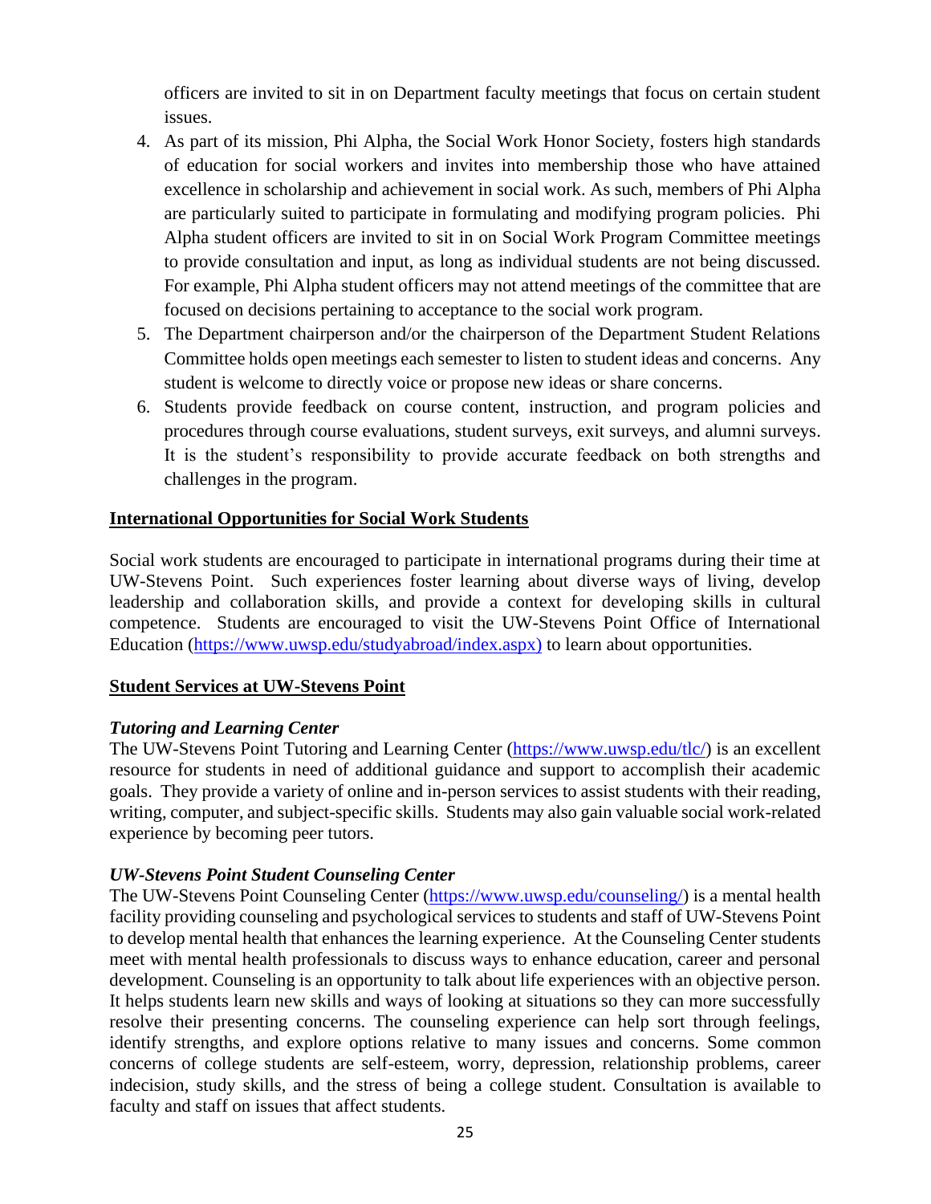officers are invited to sit in on Department faculty meetings that focus on certain student issues.

4. As part of its mission, Phi Alpha, the Social Work Honor Society, fosters high standards of education for social workers and invites into membership those who have attained excellence in scholarship and achievement in social work. As such, members of Phi Alpha are particularly suited to participate in formulating and modifying program policies. Phi Alpha student officers are invited to sit in on Social Work Program Committee meetings to provide consultation and input, as long as individual students are not being discussed. For example, Phi Alpha student officers may not attend meetings of the committee that are focused on decisions pertaining to acceptance to the social work program.
5. The Department chairperson and/or the chairperson of the Department Student Relations Committee holds open meetings each semester to listen to student ideas and concerns. Any student is welcome to directly voice or propose new ideas or share concerns.
6. Students provide feedback on course content, instruction, and program policies and procedures through course evaluations, student surveys, exit surveys, and alumni surveys. It is the student's responsibility to provide accurate feedback on both strengths and challenges in the program.

## International Opportunities for Social Work Students

Social work students are encouraged to participate in international programs during their time at UW-Stevens Point. Such experiences foster learning about diverse ways of living, develop leadership and collaboration skills, and provide a context for developing skills in cultural competence. Students are encouraged to visit the UW-Stevens Point Office of International Education (https://www.uwsp.edu/studyabroad/index.aspx) to learn about opportunities.

## Student Services at UW-Stevens Point

### *Tutoring and Learning Center*

The UW-Stevens Point Tutoring and Learning Center (https://www.uwsp.edu/tlc/) is an excellent resource for students in need of additional guidance and support to accomplish their academic goals. They provide a variety of online and in-person services to assist students with their reading, writing, computer, and subject-specific skills. Students may also gain valuable social work-related experience by becoming peer tutors.

### *UW-Stevens Point Student Counseling Center*

The UW-Stevens Point Counseling Center (https://www.uwsp.edu/counseling/) is a mental health facility providing counseling and psychological services to students and staff of UW-Stevens Point to develop mental health that enhances the learning experience. At the Counseling Center students meet with mental health professionals to discuss ways to enhance education, career and personal development. Counseling is an opportunity to talk about life experiences with an objective person. It helps students learn new skills and ways of looking at situations so they can more successfully resolve their presenting concerns. The counseling experience can help sort through feelings, identify strengths, and explore options relative to many issues and concerns. Some common concerns of college students are self-esteem, worry, depression, relationship problems, career indecision, study skills, and the stress of being a college student. Consultation is available to faculty and staff on issues that affect students.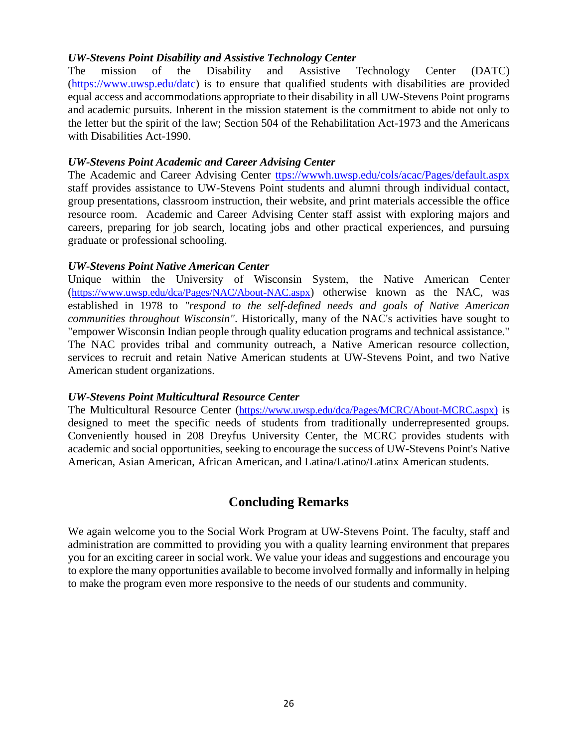### *UW-Stevens Point Disability and Assistive Technology Center*

The mission of the Disability and Assistive Technology Center (DATC) (https://www.uwsp.edu/datc) is to ensure that qualified students with disabilities are provided equal access and accommodations appropriate to their disability in all UW-Stevens Point programs and academic pursuits. Inherent in the mission statement is the commitment to abide not only to the letter but the spirit of the law; Section 504 of the Rehabilitation Act-1973 and the Americans with Disabilities Act-1990.

### *UW-Stevens Point Academic and Career Advising Center*

The Academic and Career Advising Center ttps://wwwh.uwsp.edu/cols/acac/Pages/default.aspx staff provides assistance to UW-Stevens Point students and alumni through individual contact, group presentations, classroom instruction, their website, and print materials accessible the office resource room. Academic and Career Advising Center staff assist with exploring majors and careers, preparing for job search, locating jobs and other practical experiences, and pursuing graduate or professional schooling.

### *UW-Stevens Point Native American Center*

Unique within the University of Wisconsin System, the Native American Center (https://www.uwsp.edu/dca/Pages/NAC/About-NAC.aspx) otherwise known as the NAC, was established in 1978 to *"respond to the self-defined needs and goals of Native American communities throughout Wisconsin"*. Historically, many of the NAC's activities have sought to "empower Wisconsin Indian people through quality education programs and technical assistance." The NAC provides tribal and community outreach, a Native American resource collection, services to recruit and retain Native American students at UW-Stevens Point, and two Native American student organizations.

### *UW-Stevens Point Multicultural Resource Center*

The Multicultural Resource Center (https://www.uwsp.edu/dca/Pages/MCRC/About-MCRC.aspx) is designed to meet the specific needs of students from traditionally underrepresented groups. Conveniently housed in 208 Dreyfus University Center, the MCRC provides students with academic and social opportunities, seeking to encourage the success of UW-Stevens Point's Native American, Asian American, African American, and Latina/Latino/Latinx American students.

## Concluding Remarks

We again welcome you to the Social Work Program at UW-Stevens Point. The faculty, staff and administration are committed to providing you with a quality learning environment that prepares you for an exciting career in social work. We value your ideas and suggestions and encourage you to explore the many opportunities available to become involved formally and informally in helping to make the program even more responsive to the needs of our students and community.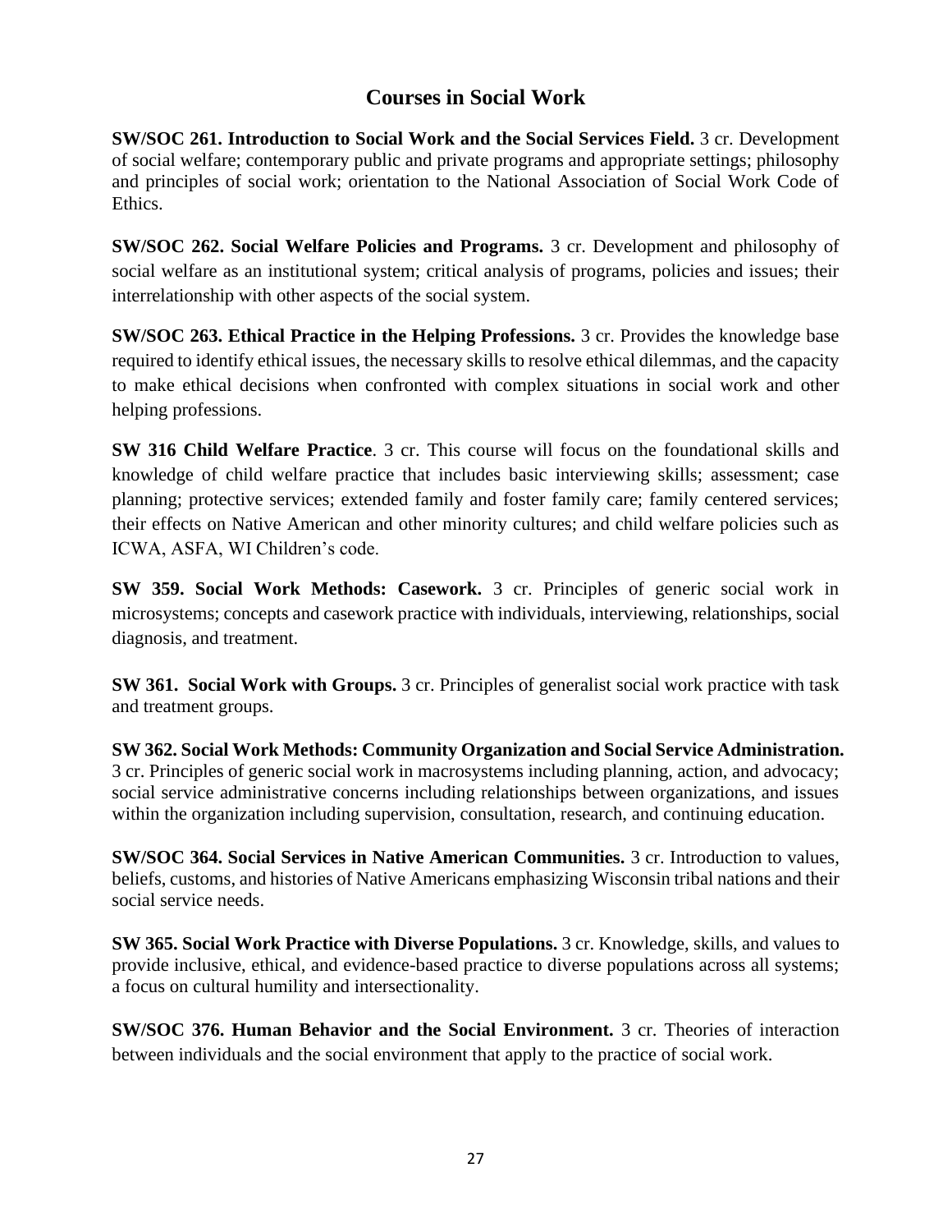## Courses in Social Work

**SW/SOC 261. Introduction to Social Work and the Social Services Field.** 3 cr. Development of social welfare; contemporary public and private programs and appropriate settings; philosophy and principles of social work; orientation to the National Association of Social Work Code of Ethics.

**SW/SOC 262. Social Welfare Policies and Programs.** 3 cr. Development and philosophy of social welfare as an institutional system; critical analysis of programs, policies and issues; their interrelationship with other aspects of the social system.

**SW/SOC 263. Ethical Practice in the Helping Professions.** 3 cr. Provides the knowledge base required to identify ethical issues, the necessary skills to resolve ethical dilemmas, and the capacity to make ethical decisions when confronted with complex situations in social work and other helping professions.

**SW 316 Child Welfare Practice**. 3 cr. This course will focus on the foundational skills and knowledge of child welfare practice that includes basic interviewing skills; assessment; case planning; protective services; extended family and foster family care; family centered services; their effects on Native American and other minority cultures; and child welfare policies such as ICWA, ASFA, WI Children's code.

**SW 359. Social Work Methods: Casework.** 3 cr. Principles of generic social work in microsystems; concepts and casework practice with individuals, interviewing, relationships, social diagnosis, and treatment.

**SW 361. Social Work with Groups.** 3 cr. Principles of generalist social work practice with task and treatment groups.

**SW 362. Social Work Methods: Community Organization and Social Service Administration.** 3 cr. Principles of generic social work in macrosystems including planning, action, and advocacy; social service administrative concerns including relationships between organizations, and issues within the organization including supervision, consultation, research, and continuing education.

**SW/SOC 364. Social Services in Native American Communities.** 3 cr. Introduction to values, beliefs, customs, and histories of Native Americans emphasizing Wisconsin tribal nations and their social service needs.

**SW 365. Social Work Practice with Diverse Populations.** 3 cr. Knowledge, skills, and values to provide inclusive, ethical, and evidence-based practice to diverse populations across all systems; a focus on cultural humility and intersectionality.

**SW/SOC 376. Human Behavior and the Social Environment.** 3 cr. Theories of interaction between individuals and the social environment that apply to the practice of social work.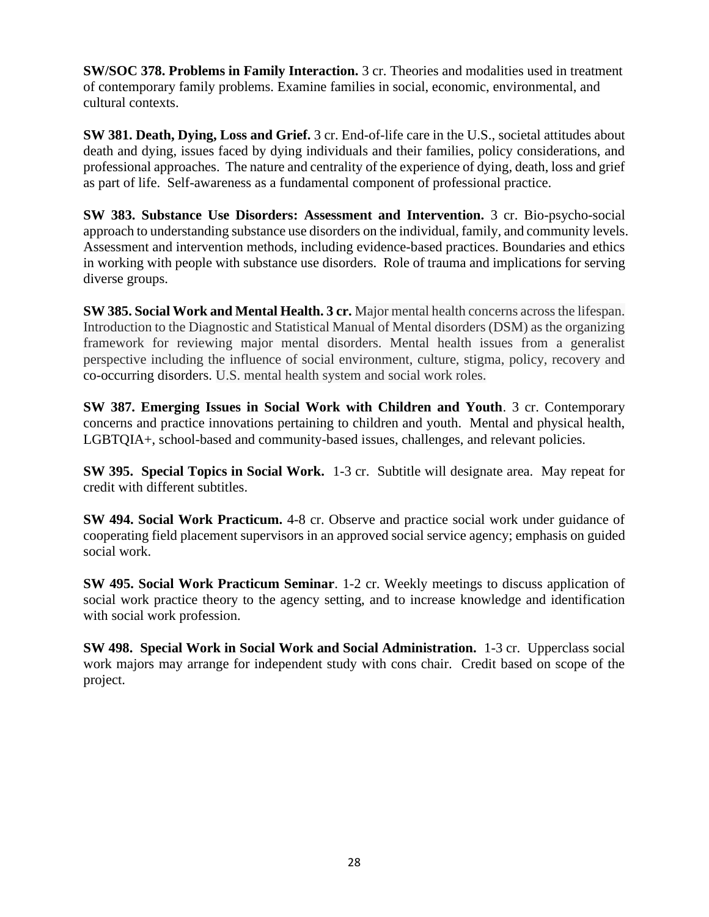**SW/SOC 378. Problems in Family Interaction.** 3 cr. Theories and modalities used in treatment of contemporary family problems. Examine families in social, economic, environmental, and cultural contexts.

**SW 381. Death, Dying, Loss and Grief.** 3 cr. End-of-life care in the U.S., societal attitudes about death and dying, issues faced by dying individuals and their families, policy considerations, and professional approaches. The nature and centrality of the experience of dying, death, loss and grief as part of life. Self-awareness as a fundamental component of professional practice.

**SW 383. Substance Use Disorders: Assessment and Intervention.** 3 cr. Bio-psycho-social approach to understanding substance use disorders on the individual, family, and community levels. Assessment and intervention methods, including evidence-based practices. Boundaries and ethics in working with people with substance use disorders. Role of trauma and implications for serving diverse groups.

**SW 385. Social Work and Mental Health. 3 cr.** Major mental health concerns across the lifespan. Introduction to the Diagnostic and Statistical Manual of Mental disorders (DSM) as the organizing framework for reviewing major mental disorders. Mental health issues from a generalist perspective including the influence of social environment, culture, stigma, policy, recovery and co-occurring disorders. U.S. mental health system and social work roles.

**SW 387. Emerging Issues in Social Work with Children and Youth**. 3 cr. Contemporary concerns and practice innovations pertaining to children and youth. Mental and physical health, LGBTQIA+, school-based and community-based issues, challenges, and relevant policies.

**SW 395. Special Topics in Social Work.** 1-3 cr. Subtitle will designate area. May repeat for credit with different subtitles.

**SW 494. Social Work Practicum.** 4-8 cr. Observe and practice social work under guidance of cooperating field placement supervisors in an approved social service agency; emphasis on guided social work.

**SW 495. Social Work Practicum Seminar**. 1-2 cr. Weekly meetings to discuss application of social work practice theory to the agency setting, and to increase knowledge and identification with social work profession.

**SW 498. Special Work in Social Work and Social Administration.** 1-3 cr. Upperclass social work majors may arrange for independent study with cons chair. Credit based on scope of the project.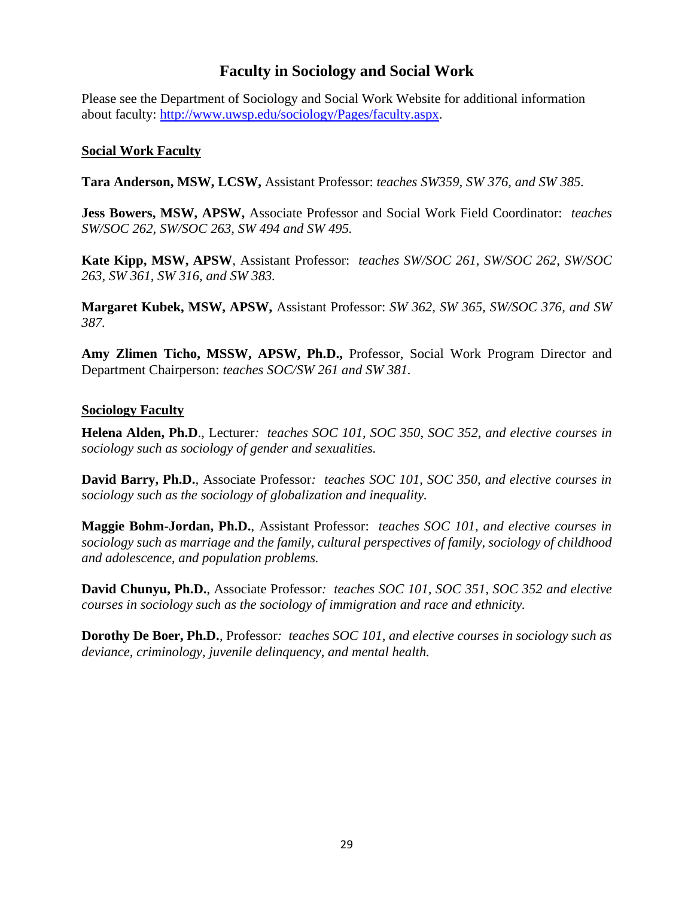# Faculty in Sociology and Social Work

Please see the Department of Sociology and Social Work Website for additional information about faculty: http://www.uwsp.edu/sociology/Pages/faculty.aspx.

## Social Work Faculty

**Tara Anderson, MSW, LCSW,** Assistant Professor: *teaches SW359, SW 376, and SW 385.*

**Jess Bowers, MSW, APSW,** Associate Professor and Social Work Field Coordinator: *teaches SW/SOC 262, SW/SOC 263, SW 494 and SW 495.*

**Kate Kipp, MSW, APSW**, Assistant Professor: *teaches SW/SOC 261, SW/SOC 262, SW/SOC 263, SW 361, SW 316, and SW 383.*

**Margaret Kubek, MSW, APSW,** Assistant Professor: *SW 362, SW 365, SW/SOC 376, and SW 387.*

**Amy Zlimen Ticho, MSSW, APSW, Ph.D.,** Professor, Social Work Program Director and Department Chairperson: *teaches SOC/SW 261 and SW 381.*

## Sociology Faculty

**Helena Alden, Ph.D**., Lecturer*: teaches SOC 101, SOC 350, SOC 352, and elective courses in sociology such as sociology of gender and sexualities.*

**David Barry, Ph.D.**, Associate Professor*: teaches SOC 101, SOC 350, and elective courses in sociology such as the sociology of globalization and inequality.*

**Maggie Bohm-Jordan, Ph.D.**, Assistant Professor: *teaches SOC 101, and elective courses in sociology such as marriage and the family, cultural perspectives of family, sociology of childhood and adolescence, and population problems.*

**David Chunyu, Ph.D.**, Associate Professor*: teaches SOC 101, SOC 351, SOC 352 and elective courses in sociology such as the sociology of immigration and race and ethnicity.*

**Dorothy De Boer, Ph.D.**, Professor*: teaches SOC 101, and elective courses in sociology such as deviance, criminology, juvenile delinquency, and mental health.*